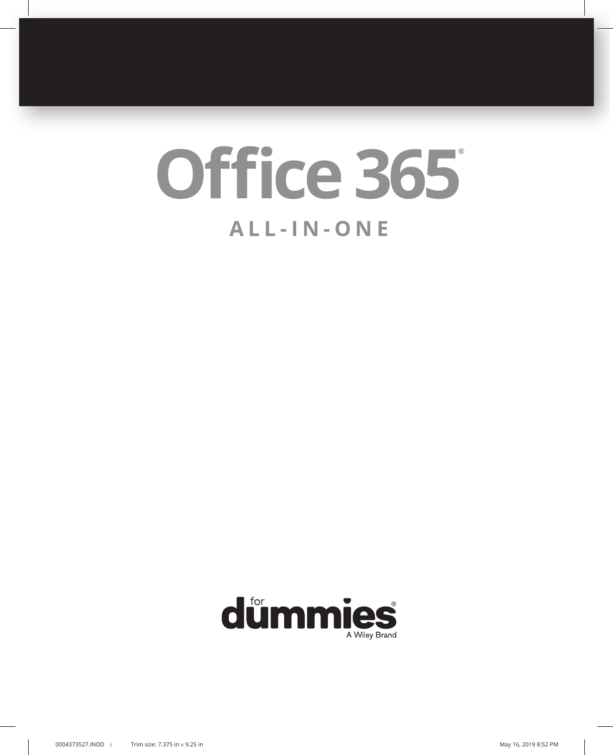# Office 365®

## ALL-IN-ONE

for dummies®

A Wiley Brand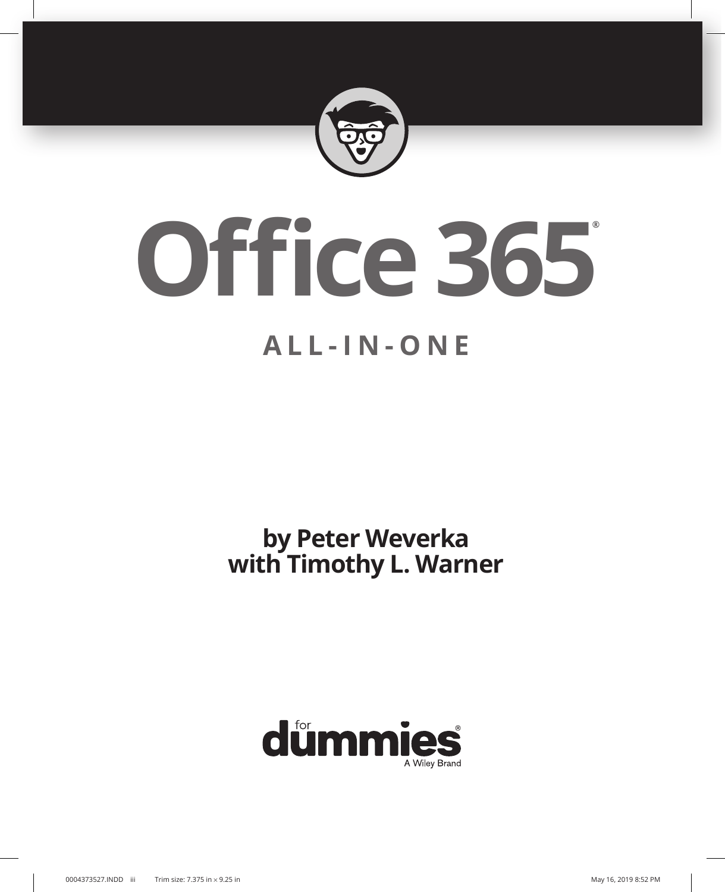# Office 365®

## ALL-IN-ONE

**by Peter Weverka**
**with Timothy L. Warner**

for dummies®
A Wiley Brand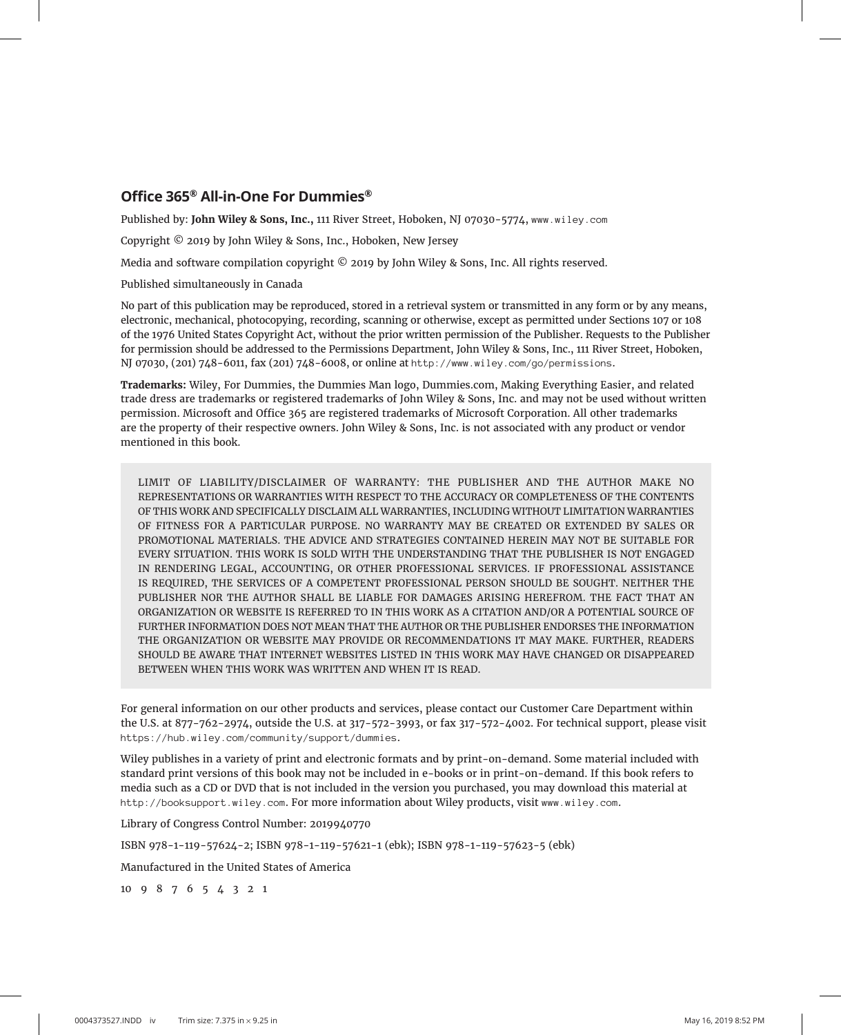**Office 365® All-in-One For Dummies®**

Published by: **John Wiley & Sons, Inc.,** 111 River Street, Hoboken, NJ 07030-5774, www.wiley.com

Copyright © 2019 by John Wiley & Sons, Inc., Hoboken, New Jersey

Media and software compilation copyright © 2019 by John Wiley & Sons, Inc. All rights reserved.

Published simultaneously in Canada

No part of this publication may be reproduced, stored in a retrieval system or transmitted in any form or by any means, electronic, mechanical, photocopying, recording, scanning or otherwise, except as permitted under Sections 107 or 108 of the 1976 United States Copyright Act, without the prior written permission of the Publisher. Requests to the Publisher for permission should be addressed to the Permissions Department, John Wiley & Sons, Inc., 111 River Street, Hoboken, NJ 07030, (201) 748-6011, fax (201) 748-6008, or online at http://www.wiley.com/go/permissions.

**Trademarks:** Wiley, For Dummies, the Dummies Man logo, Dummies.com, Making Everything Easier, and related trade dress are trademarks or registered trademarks of John Wiley & Sons, Inc. and may not be used without written permission. Microsoft and Office 365 are registered trademarks of Microsoft Corporation. All other trademarks are the property of their respective owners. John Wiley & Sons, Inc. is not associated with any product or vendor mentioned in this book.

LIMIT OF LIABILITY/DISCLAIMER OF WARRANTY: THE PUBLISHER AND THE AUTHOR MAKE NO REPRESENTATIONS OR WARRANTIES WITH RESPECT TO THE ACCURACY OR COMPLETENESS OF THE CONTENTS OF THIS WORK AND SPECIFICALLY DISCLAIM ALL WARRANTIES, INCLUDING WITHOUT LIMITATION WARRANTIES OF FITNESS FOR A PARTICULAR PURPOSE. NO WARRANTY MAY BE CREATED OR EXTENDED BY SALES OR PROMOTIONAL MATERIALS. THE ADVICE AND STRATEGIES CONTAINED HEREIN MAY NOT BE SUITABLE FOR EVERY SITUATION. THIS WORK IS SOLD WITH THE UNDERSTANDING THAT THE PUBLISHER IS NOT ENGAGED IN RENDERING LEGAL, ACCOUNTING, OR OTHER PROFESSIONAL SERVICES. IF PROFESSIONAL ASSISTANCE IS REQUIRED, THE SERVICES OF A COMPETENT PROFESSIONAL PERSON SHOULD BE SOUGHT. NEITHER THE PUBLISHER NOR THE AUTHOR SHALL BE LIABLE FOR DAMAGES ARISING HEREFROM. THE FACT THAT AN ORGANIZATION OR WEBSITE IS REFERRED TO IN THIS WORK AS A CITATION AND/OR A POTENTIAL SOURCE OF FURTHER INFORMATION DOES NOT MEAN THAT THE AUTHOR OR THE PUBLISHER ENDORSES THE INFORMATION THE ORGANIZATION OR WEBSITE MAY PROVIDE OR RECOMMENDATIONS IT MAY MAKE. FURTHER, READERS SHOULD BE AWARE THAT INTERNET WEBSITES LISTED IN THIS WORK MAY HAVE CHANGED OR DISAPPEARED BETWEEN WHEN THIS WORK WAS WRITTEN AND WHEN IT IS READ.

For general information on our other products and services, please contact our Customer Care Department within the U.S. at 877-762-2974, outside the U.S. at 317-572-3993, or fax 317-572-4002. For technical support, please visit https://hub.wiley.com/community/support/dummies.

Wiley publishes in a variety of print and electronic formats and by print-on-demand. Some material included with standard print versions of this book may not be included in e-books or in print-on-demand. If this book refers to media such as a CD or DVD that is not included in the version you purchased, you may download this material at http://booksupport.wiley.com. For more information about Wiley products, visit www.wiley.com.

Library of Congress Control Number: 2019940770

ISBN 978-1-119-57624-2; ISBN 978-1-119-57621-1 (ebk); ISBN 978-1-119-57623-5 (ebk)

Manufactured in the United States of America

10 9 8 7 6 5 4 3 2 1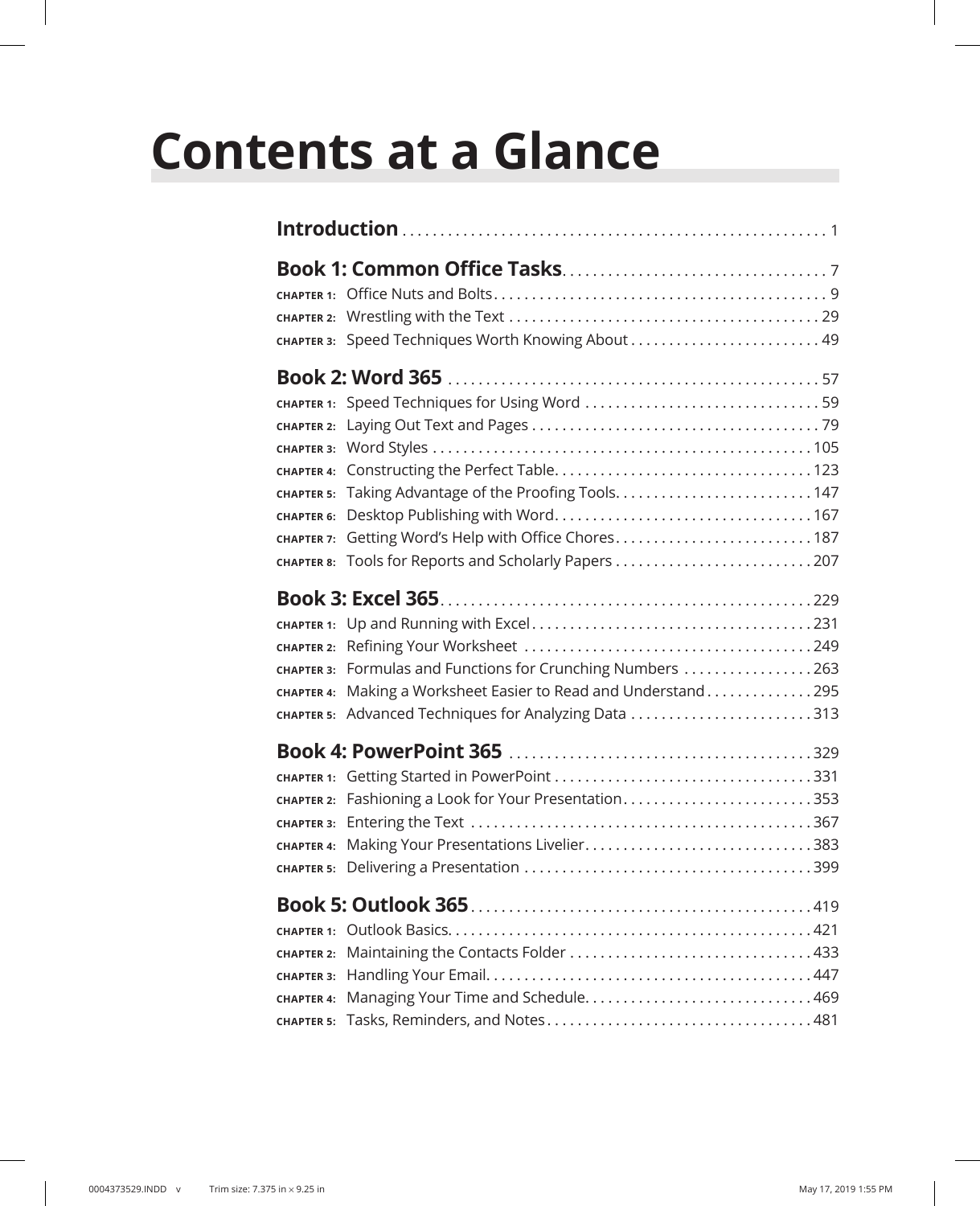# Contents at a Glance

**Introduction** . . . . . . . . . . 1

**Book 1: Common Office Tasks** . . . . . . . . . . 7

- CHAPTER 1: Office Nuts and Bolts . . . . . . . . . . 9
- CHAPTER 2: Wrestling with the Text . . . . . . . . . . 29
- CHAPTER 3: Speed Techniques Worth Knowing About . . . . . . . . . . 49

**Book 2: Word 365** . . . . . . . . . . 57

- CHAPTER 1: Speed Techniques for Using Word . . . . . . . . . . 59
- CHAPTER 2: Laying Out Text and Pages . . . . . . . . . . 79
- CHAPTER 3: Word Styles . . . . . . . . . . 105
- CHAPTER 4: Constructing the Perfect Table . . . . . . . . . . 123
- CHAPTER 5: Taking Advantage of the Proofing Tools . . . . . . . . . . 147
- CHAPTER 6: Desktop Publishing with Word . . . . . . . . . . 167
- CHAPTER 7: Getting Word's Help with Office Chores . . . . . . . . . . 187
- CHAPTER 8: Tools for Reports and Scholarly Papers . . . . . . . . . . 207

**Book 3: Excel 365** . . . . . . . . . . 229

- CHAPTER 1: Up and Running with Excel . . . . . . . . . . 231
- CHAPTER 2: Refining Your Worksheet . . . . . . . . . . 249
- CHAPTER 3: Formulas and Functions for Crunching Numbers . . . . . . . . . . 263
- CHAPTER 4: Making a Worksheet Easier to Read and Understand . . . . . . . . . . 295
- CHAPTER 5: Advanced Techniques for Analyzing Data . . . . . . . . . . 313

**Book 4: PowerPoint 365** . . . . . . . . . . 329

- CHAPTER 1: Getting Started in PowerPoint . . . . . . . . . . 331
- CHAPTER 2: Fashioning a Look for Your Presentation . . . . . . . . . . 353
- CHAPTER 3: Entering the Text . . . . . . . . . . 367
- CHAPTER 4: Making Your Presentations Livelier . . . . . . . . . . 383
- CHAPTER 5: Delivering a Presentation . . . . . . . . . . 399

**Book 5: Outlook 365** . . . . . . . . . . 419

- CHAPTER 1: Outlook Basics . . . . . . . . . . 421
- CHAPTER 2: Maintaining the Contacts Folder . . . . . . . . . . 433
- CHAPTER 3: Handling Your Email . . . . . . . . . . 447
- CHAPTER 4: Managing Your Time and Schedule . . . . . . . . . . 469
- CHAPTER 5: Tasks, Reminders, and Notes . . . . . . . . . . 481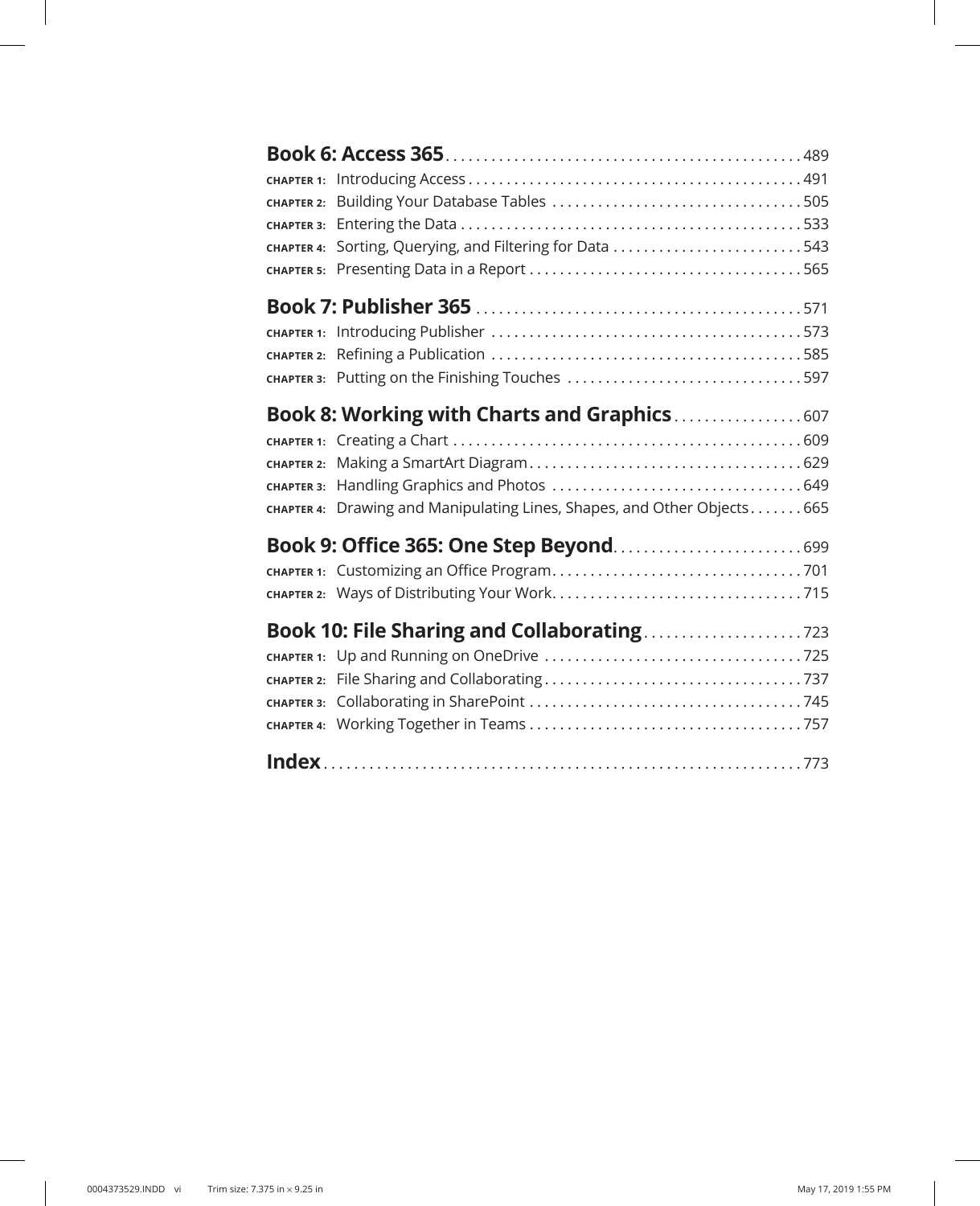**Book 6: Access 365** . . . . . . . . . . . . . . . . . . . . . . . . . . . . . . . . . . . . . . . . . . . . . . 489

**CHAPTER 1:** Introducing Access . . . . . . . . . . . . . . . . . . . . . . . . . . . . . . . . . . . . . . . . . . . 491

**CHAPTER 2:** Building Your Database Tables . . . . . . . . . . . . . . . . . . . . . . . . . . . . . . . . 505

**CHAPTER 3:** Entering the Data . . . . . . . . . . . . . . . . . . . . . . . . . . . . . . . . . . . . . . . . . . . . 533

**CHAPTER 4:** Sorting, Querying, and Filtering for Data . . . . . . . . . . . . . . . . . . . . . . . . 543

**CHAPTER 5:** Presenting Data in a Report . . . . . . . . . . . . . . . . . . . . . . . . . . . . . . . . . . . 565

**Book 7: Publisher 365** . . . . . . . . . . . . . . . . . . . . . . . . . . . . . . . . . . . . . . . . . . 571

**CHAPTER 1:** Introducing Publisher . . . . . . . . . . . . . . . . . . . . . . . . . . . . . . . . . . . . . . . . 573

**CHAPTER 2:** Refining a Publication . . . . . . . . . . . . . . . . . . . . . . . . . . . . . . . . . . . . . . . . 585

**CHAPTER 3:** Putting on the Finishing Touches . . . . . . . . . . . . . . . . . . . . . . . . . . . . . . 597

**Book 8: Working with Charts and Graphics** . . . . . . . . . . . . . . . . 607

**CHAPTER 1:** Creating a Chart . . . . . . . . . . . . . . . . . . . . . . . . . . . . . . . . . . . . . . . . . . . . . 609

**CHAPTER 2:** Making a SmartArt Diagram . . . . . . . . . . . . . . . . . . . . . . . . . . . . . . . . . . . 629

**CHAPTER 3:** Handling Graphics and Photos . . . . . . . . . . . . . . . . . . . . . . . . . . . . . . . . 649

**CHAPTER 4:** Drawing and Manipulating Lines, Shapes, and Other Objects . . . . . . . 665

**Book 9: Office 365: One Step Beyond** . . . . . . . . . . . . . . . . . . . . . . . . 699

**CHAPTER 1:** Customizing an Office Program . . . . . . . . . . . . . . . . . . . . . . . . . . . . . . . . 701

**CHAPTER 2:** Ways of Distributing Your Work . . . . . . . . . . . . . . . . . . . . . . . . . . . . . . . . 715

**Book 10: File Sharing and Collaborating** . . . . . . . . . . . . . . . . . . . . 723

**CHAPTER 1:** Up and Running on OneDrive . . . . . . . . . . . . . . . . . . . . . . . . . . . . . . . . . 725

**CHAPTER 2:** File Sharing and Collaborating . . . . . . . . . . . . . . . . . . . . . . . . . . . . . . . . . 737

**CHAPTER 3:** Collaborating in SharePoint . . . . . . . . . . . . . . . . . . . . . . . . . . . . . . . . . . . 745

**CHAPTER 4:** Working Together in Teams . . . . . . . . . . . . . . . . . . . . . . . . . . . . . . . . . . . 757

**Index** . . . . . . . . . . . . . . . . . . . . . . . . . . . . . . . . . . . . . . . . . . . . . . . . . . . . . . . . . . . . . 773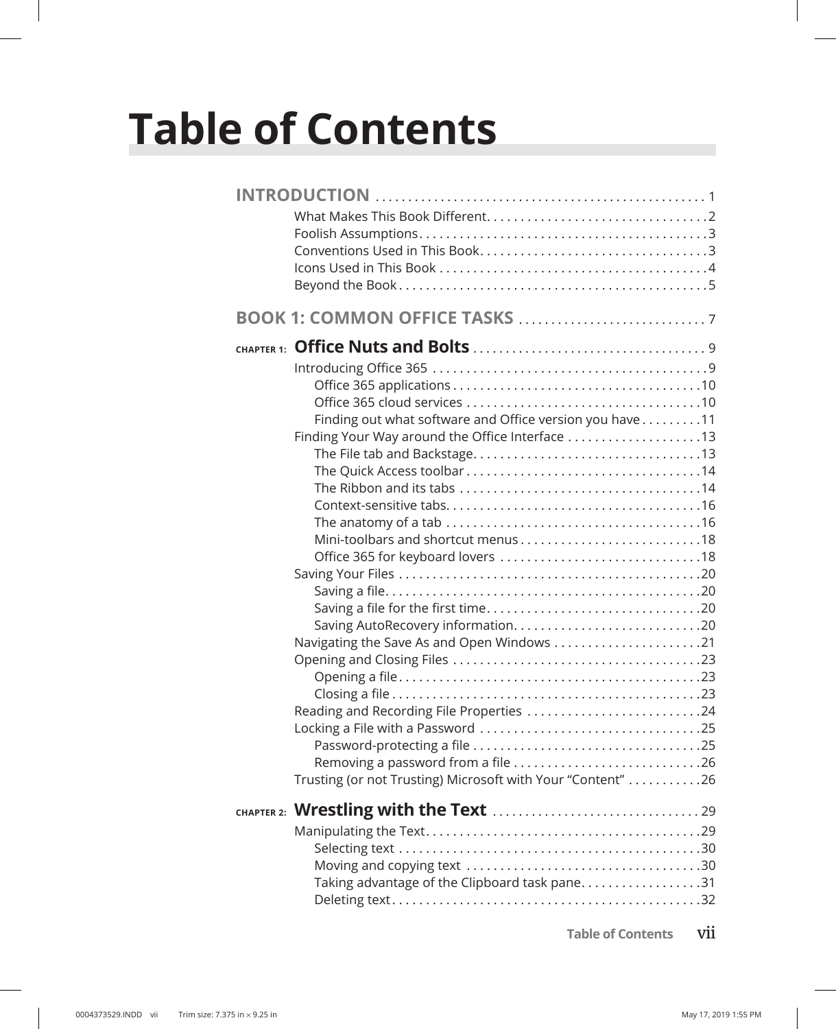# Table of Contents

**INTRODUCTION** . . . . . . . . . . . . . . . . . . . . . . . . . . . . . . . . . . . . . . . . . . . . . . . . 1

- What Makes This Book Different. . . . . . . . . . . . . . . . . . . . . . . . . . . . . . . .2
- Foolish Assumptions. . . . . . . . . . . . . . . . . . . . . . . . . . . . . . . . . . . . . . . . .3
- Conventions Used in This Book. . . . . . . . . . . . . . . . . . . . . . . . . . . . . . . . .3
- Icons Used in This Book . . . . . . . . . . . . . . . . . . . . . . . . . . . . . . . . . . . . . .4
- Beyond the Book . . . . . . . . . . . . . . . . . . . . . . . . . . . . . . . . . . . . . . . . . . . .5

**BOOK 1: COMMON OFFICE TASKS** . . . . . . . . . . . . . . . . . . . . . . . . . . . . 7

**CHAPTER 1: Office Nuts and Bolts** . . . . . . . . . . . . . . . . . . . . . . . . . . . . . . . . . . 9

- Introducing Office 365 . . . . . . . . . . . . . . . . . . . . . . . . . . . . . . . . . . . . . . . .9
  - Office 365 applications . . . . . . . . . . . . . . . . . . . . . . . . . . . . . . . . . . . .10
  - Office 365 cloud services . . . . . . . . . . . . . . . . . . . . . . . . . . . . . . . . . .10
  - Finding out what software and Office version you have . . . . . . . . .11
- Finding Your Way around the Office Interface . . . . . . . . . . . . . . . . . . . .13
  - The File tab and Backstage. . . . . . . . . . . . . . . . . . . . . . . . . . . . . . . . .13
  - The Quick Access toolbar . . . . . . . . . . . . . . . . . . . . . . . . . . . . . . . . . .14
  - The Ribbon and its tabs . . . . . . . . . . . . . . . . . . . . . . . . . . . . . . . . . . .14
  - Context-sensitive tabs. . . . . . . . . . . . . . . . . . . . . . . . . . . . . . . . . . . .16
  - The anatomy of a tab . . . . . . . . . . . . . . . . . . . . . . . . . . . . . . . . . . . . .16
  - Mini-toolbars and shortcut menus . . . . . . . . . . . . . . . . . . . . . . . . . .18
  - Office 365 for keyboard lovers . . . . . . . . . . . . . . . . . . . . . . . . . . . . .18
- Saving Your Files . . . . . . . . . . . . . . . . . . . . . . . . . . . . . . . . . . . . . . . . . . .20
  - Saving a file. . . . . . . . . . . . . . . . . . . . . . . . . . . . . . . . . . . . . . . . . . . . .20
  - Saving a file for the first time. . . . . . . . . . . . . . . . . . . . . . . . . . . . . . .20
  - Saving AutoRecovery information. . . . . . . . . . . . . . . . . . . . . . . . . . .20
- Navigating the Save As and Open Windows . . . . . . . . . . . . . . . . . . . . .21
- Opening and Closing Files . . . . . . . . . . . . . . . . . . . . . . . . . . . . . . . . . . . .23
  - Opening a file . . . . . . . . . . . . . . . . . . . . . . . . . . . . . . . . . . . . . . . . . . .23
  - Closing a file . . . . . . . . . . . . . . . . . . . . . . . . . . . . . . . . . . . . . . . . . . . .23
- Reading and Recording File Properties . . . . . . . . . . . . . . . . . . . . . . . . .24
- Locking a File with a Password . . . . . . . . . . . . . . . . . . . . . . . . . . . . . . . .25
  - Password-protecting a file . . . . . . . . . . . . . . . . . . . . . . . . . . . . . . . . .25
  - Removing a password from a file . . . . . . . . . . . . . . . . . . . . . . . . . . .26
- Trusting (or not Trusting) Microsoft with Your "Content" . . . . . . . . . . .26

**CHAPTER 2: Wrestling with the Text** . . . . . . . . . . . . . . . . . . . . . . . . . . . . . . . 29

- Manipulating the Text. . . . . . . . . . . . . . . . . . . . . . . . . . . . . . . . . . . . . . . .29
  - Selecting text . . . . . . . . . . . . . . . . . . . . . . . . . . . . . . . . . . . . . . . . . . .30
  - Moving and copying text . . . . . . . . . . . . . . . . . . . . . . . . . . . . . . . . . .30
  - Taking advantage of the Clipboard task pane. . . . . . . . . . . . . . . . . .31
  - Deleting text . . . . . . . . . . . . . . . . . . . . . . . . . . . . . . . . . . . . . . . . . . . .32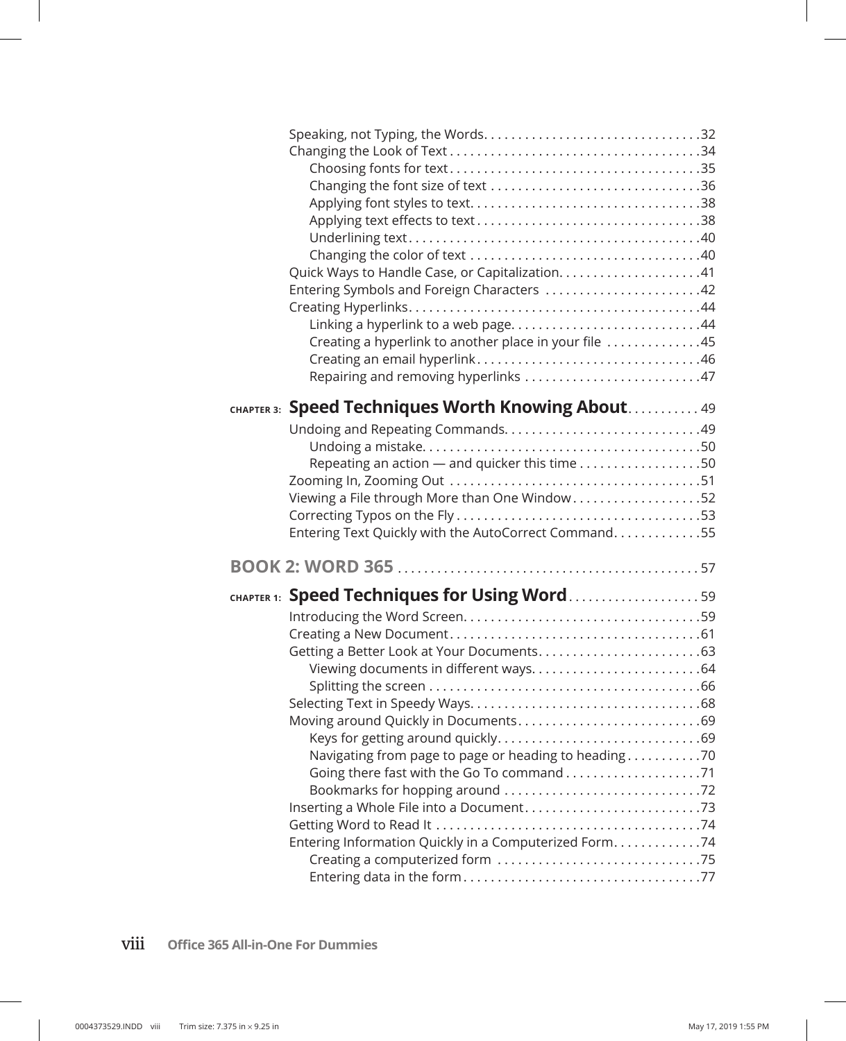Speaking, not Typing, the Words. . . . . . . . . . . . . . . . . . . . . . . . . . . . . . . .32
Changing the Look of Text . . . . . . . . . . . . . . . . . . . . . . . . . . . . . . . . . . . . .34
    Choosing fonts for text . . . . . . . . . . . . . . . . . . . . . . . . . . . . . . . . . . . .35
    Changing the font size of text . . . . . . . . . . . . . . . . . . . . . . . . . . . . . .36
    Applying font styles to text. . . . . . . . . . . . . . . . . . . . . . . . . . . . . . . . .38
    Applying text effects to text . . . . . . . . . . . . . . . . . . . . . . . . . . . . . . . .38
    Underlining text . . . . . . . . . . . . . . . . . . . . . . . . . . . . . . . . . . . . . . . . . .40
    Changing the color of text . . . . . . . . . . . . . . . . . . . . . . . . . . . . . . . . .40
Quick Ways to Handle Case, or Capitalization. . . . . . . . . . . . . . . . . . . . .41
Entering Symbols and Foreign Characters . . . . . . . . . . . . . . . . . . . . . . .42
Creating Hyperlinks. . . . . . . . . . . . . . . . . . . . . . . . . . . . . . . . . . . . . . . . . .44
    Linking a hyperlink to a web page. . . . . . . . . . . . . . . . . . . . . . . . . . . .44
    Creating a hyperlink to another place in your file . . . . . . . . . . . . . .45
    Creating an email hyperlink . . . . . . . . . . . . . . . . . . . . . . . . . . . . . . . . .46
    Repairing and removing hyperlinks . . . . . . . . . . . . . . . . . . . . . . . . . .47

## CHAPTER 3: Speed Techniques Worth Knowing About. . . . . . . . . . 49

Undoing and Repeating Commands. . . . . . . . . . . . . . . . . . . . . . . . . . . . .49
    Undoing a mistake. . . . . . . . . . . . . . . . . . . . . . . . . . . . . . . . . . . . . . . . .50
    Repeating an action — and quicker this time . . . . . . . . . . . . . . . . . .50
Zooming In, Zooming Out . . . . . . . . . . . . . . . . . . . . . . . . . . . . . . . . . . . . .51
Viewing a File through More than One Window . . . . . . . . . . . . . . . . . . .52
Correcting Typos on the Fly . . . . . . . . . . . . . . . . . . . . . . . . . . . . . . . . . . . .53
Entering Text Quickly with the AutoCorrect Command. . . . . . . . . . . . .55

# BOOK 2: WORD 365 . . . . . . . . . . . . . . . . . . . . . . . . . . . . . . . . . . . . . . . . . . . . 57

## CHAPTER 1: Speed Techniques for Using Word. . . . . . . . . . . . . . . . . . . 59

Introducing the Word Screen. . . . . . . . . . . . . . . . . . . . . . . . . . . . . . . . . . .59
Creating a New Document . . . . . . . . . . . . . . . . . . . . . . . . . . . . . . . . . . . . .61
Getting a Better Look at Your Documents. . . . . . . . . . . . . . . . . . . . . . . .63
    Viewing documents in different ways. . . . . . . . . . . . . . . . . . . . . . . . .64
    Splitting the screen . . . . . . . . . . . . . . . . . . . . . . . . . . . . . . . . . . . . . . . .66
Selecting Text in Speedy Ways. . . . . . . . . . . . . . . . . . . . . . . . . . . . . . . . . .68
Moving around Quickly in Documents . . . . . . . . . . . . . . . . . . . . . . . . . . .69
    Keys for getting around quickly. . . . . . . . . . . . . . . . . . . . . . . . . . . . . .69
    Navigating from page to page or heading to heading . . . . . . . . . . .70
    Going there fast with the Go To command . . . . . . . . . . . . . . . . . . . .71
    Bookmarks for hopping around . . . . . . . . . . . . . . . . . . . . . . . . . . . . .72
Inserting a Whole File into a Document . . . . . . . . . . . . . . . . . . . . . . . . . .73
Getting Word to Read It . . . . . . . . . . . . . . . . . . . . . . . . . . . . . . . . . . . . . . .74
Entering Information Quickly in a Computerized Form. . . . . . . . . . . . .74
    Creating a computerized form . . . . . . . . . . . . . . . . . . . . . . . . . . . . . .75
    Entering data in the form . . . . . . . . . . . . . . . . . . . . . . . . . . . . . . . . . . .77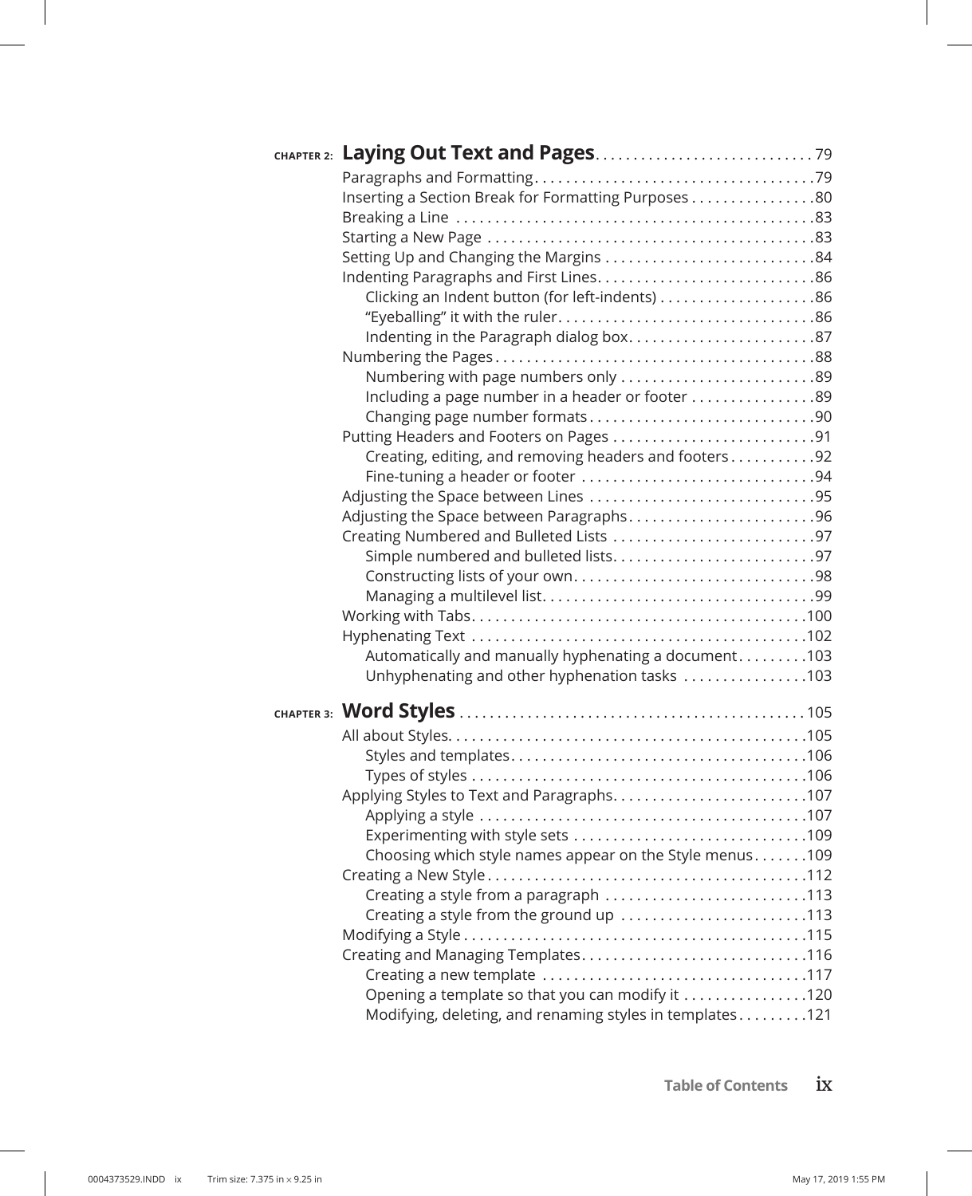**CHAPTER 2: Laying Out Text and Pages** .......... 79

Paragraphs and Formatting .......... 79
Inserting a Section Break for Formatting Purposes .......... 80
Breaking a Line .......... 83
Starting a New Page .......... 83
Setting Up and Changing the Margins .......... 84
Indenting Paragraphs and First Lines .......... 86
    Clicking an Indent button (for left-indents) .......... 86
    "Eyeballing" it with the ruler .......... 86
    Indenting in the Paragraph dialog box .......... 87
Numbering the Pages .......... 88
    Numbering with page numbers only .......... 89
    Including a page number in a header or footer .......... 89
    Changing page number formats .......... 90
Putting Headers and Footers on Pages .......... 91
    Creating, editing, and removing headers and footers .......... 92
    Fine-tuning a header or footer .......... 94
Adjusting the Space between Lines .......... 95
Adjusting the Space between Paragraphs .......... 96
Creating Numbered and Bulleted Lists .......... 97
    Simple numbered and bulleted lists .......... 97
    Constructing lists of your own .......... 98
    Managing a multilevel list .......... 99
Working with Tabs .......... 100
Hyphenating Text .......... 102
    Automatically and manually hyphenating a document .......... 103
    Unhyphenating and other hyphenation tasks .......... 103

**CHAPTER 3: Word Styles** .......... 105

All about Styles .......... 105
    Styles and templates .......... 106
    Types of styles .......... 106
Applying Styles to Text and Paragraphs .......... 107
    Applying a style .......... 107
    Experimenting with style sets .......... 109
    Choosing which style names appear on the Style menus .......... 109
Creating a New Style .......... 112
    Creating a style from a paragraph .......... 113
    Creating a style from the ground up .......... 113
Modifying a Style .......... 115
Creating and Managing Templates .......... 116
    Creating a new template .......... 117
    Opening a template so that you can modify it .......... 120
    Modifying, deleting, and renaming styles in templates .......... 121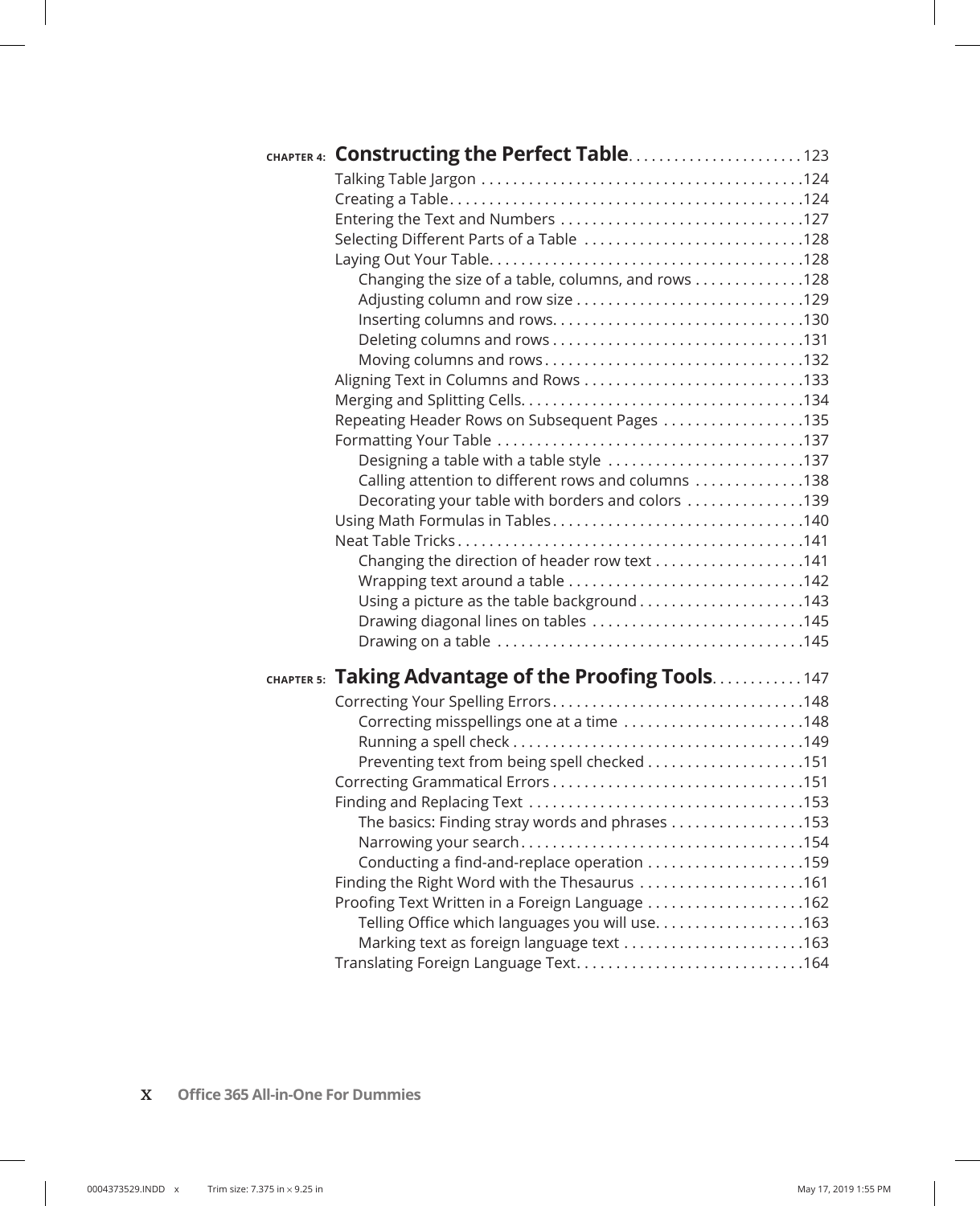**CHAPTER 4: Constructing the Perfect Table** . . . . . . . . . . . . . . . . . . . . . . 123

Talking Table Jargon . . . . . . . . . . . . . . . . . . . . . . . . . . . . . . . . . . . . . . . . .124

Creating a Table . . . . . . . . . . . . . . . . . . . . . . . . . . . . . . . . . . . . . . . . . . . .124

Entering the Text and Numbers . . . . . . . . . . . . . . . . . . . . . . . . . . . . . . .127

Selecting Different Parts of a Table . . . . . . . . . . . . . . . . . . . . . . . . . . . .128

Laying Out Your Table . . . . . . . . . . . . . . . . . . . . . . . . . . . . . . . . . . . . . . .128

- Changing the size of a table, columns, and rows . . . . . . . . . . . . . .128
- Adjusting column and row size . . . . . . . . . . . . . . . . . . . . . . . . . . . . .129
- Inserting columns and rows . . . . . . . . . . . . . . . . . . . . . . . . . . . . . . .130
- Deleting columns and rows . . . . . . . . . . . . . . . . . . . . . . . . . . . . . . .131
- Moving columns and rows . . . . . . . . . . . . . . . . . . . . . . . . . . . . . . . .132

Aligning Text in Columns and Rows . . . . . . . . . . . . . . . . . . . . . . . . . . .133

Merging and Splitting Cells . . . . . . . . . . . . . . . . . . . . . . . . . . . . . . . . . . .134

Repeating Header Rows on Subsequent Pages . . . . . . . . . . . . . . . . . .135

Formatting Your Table . . . . . . . . . . . . . . . . . . . . . . . . . . . . . . . . . . . . . . .137

- Designing a table with a table style . . . . . . . . . . . . . . . . . . . . . . . . .137
- Calling attention to different rows and columns . . . . . . . . . . . . . .138
- Decorating your table with borders and colors . . . . . . . . . . . . . . .139

Using Math Formulas in Tables . . . . . . . . . . . . . . . . . . . . . . . . . . . . . . .140

Neat Table Tricks . . . . . . . . . . . . . . . . . . . . . . . . . . . . . . . . . . . . . . . . . . .141

- Changing the direction of header row text . . . . . . . . . . . . . . . . . . .141
- Wrapping text around a table . . . . . . . . . . . . . . . . . . . . . . . . . . . . .142
- Using a picture as the table background . . . . . . . . . . . . . . . . . . . . .143
- Drawing diagonal lines on tables . . . . . . . . . . . . . . . . . . . . . . . . . . .145
- Drawing on a table . . . . . . . . . . . . . . . . . . . . . . . . . . . . . . . . . . . . . .145

**CHAPTER 5: Taking Advantage of the Proofing Tools** . . . . . . . . . . . 147

Correcting Your Spelling Errors . . . . . . . . . . . . . . . . . . . . . . . . . . . . . . .148

- Correcting misspellings one at a time . . . . . . . . . . . . . . . . . . . . . . .148
- Running a spell check . . . . . . . . . . . . . . . . . . . . . . . . . . . . . . . . . . . .149
- Preventing text from being spell checked . . . . . . . . . . . . . . . . . . . .151

Correcting Grammatical Errors . . . . . . . . . . . . . . . . . . . . . . . . . . . . . . .151

Finding and Replacing Text . . . . . . . . . . . . . . . . . . . . . . . . . . . . . . . . . .153

- The basics: Finding stray words and phrases . . . . . . . . . . . . . . . . .153
- Narrowing your search . . . . . . . . . . . . . . . . . . . . . . . . . . . . . . . . . . .154
- Conducting a find-and-replace operation . . . . . . . . . . . . . . . . . . . .159

Finding the Right Word with the Thesaurus . . . . . . . . . . . . . . . . . . . . .161

Proofing Text Written in a Foreign Language . . . . . . . . . . . . . . . . . . . .162

- Telling Office which languages you will use . . . . . . . . . . . . . . . . . . .163
- Marking text as foreign language text . . . . . . . . . . . . . . . . . . . . . . .163

Translating Foreign Language Text . . . . . . . . . . . . . . . . . . . . . . . . . . . .164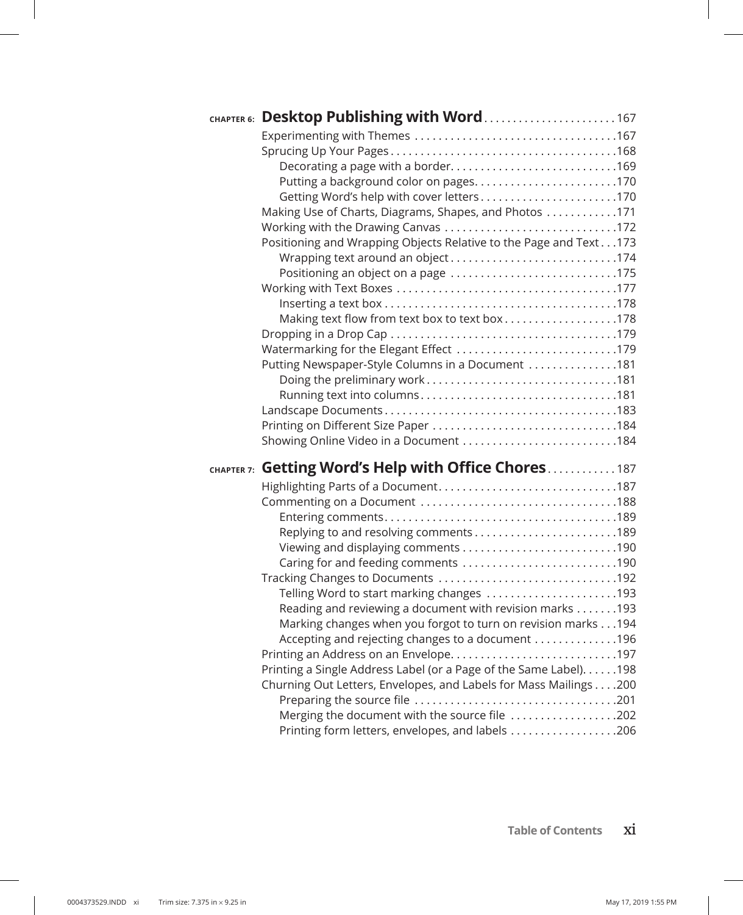**CHAPTER 6: Desktop Publishing with Word** . . . . . . . . . . . . . . . . . . . . . . 167

Experimenting with Themes . . . . . . . . . . . . . . . . . . . . . . . . . . . . . . . . . 167
Sprucing Up Your Pages . . . . . . . . . . . . . . . . . . . . . . . . . . . . . . . . . . . . . 168
    Decorating a page with a border. . . . . . . . . . . . . . . . . . . . . . . . . . . 169
    Putting a background color on pages. . . . . . . . . . . . . . . . . . . . . . . 170
    Getting Word's help with cover letters . . . . . . . . . . . . . . . . . . . . . . 170
Making Use of Charts, Diagrams, Shapes, and Photos . . . . . . . . . . . 171
Working with the Drawing Canvas . . . . . . . . . . . . . . . . . . . . . . . . . . . . 172
Positioning and Wrapping Objects Relative to the Page and Text . . . 173
    Wrapping text around an object . . . . . . . . . . . . . . . . . . . . . . . . . . . 174
    Positioning an object on a page . . . . . . . . . . . . . . . . . . . . . . . . . . . 175
Working with Text Boxes . . . . . . . . . . . . . . . . . . . . . . . . . . . . . . . . . . . . 177
    Inserting a text box . . . . . . . . . . . . . . . . . . . . . . . . . . . . . . . . . . . . . . 178
    Making text flow from text box to text box . . . . . . . . . . . . . . . . . . 178
Dropping in a Drop Cap . . . . . . . . . . . . . . . . . . . . . . . . . . . . . . . . . . . . . 179
Watermarking for the Elegant Effect . . . . . . . . . . . . . . . . . . . . . . . . . . 179
Putting Newspaper-Style Columns in a Document . . . . . . . . . . . . . . . 181
    Doing the preliminary work . . . . . . . . . . . . . . . . . . . . . . . . . . . . . . . 181
    Running text into columns . . . . . . . . . . . . . . . . . . . . . . . . . . . . . . . . 181
Landscape Documents . . . . . . . . . . . . . . . . . . . . . . . . . . . . . . . . . . . . . . 183
Printing on Different Size Paper . . . . . . . . . . . . . . . . . . . . . . . . . . . . . . 184
Showing Online Video in a Document . . . . . . . . . . . . . . . . . . . . . . . . . 184

**CHAPTER 7: Getting Word's Help with Office Chores** . . . . . . . . . . . 187

Highlighting Parts of a Document . . . . . . . . . . . . . . . . . . . . . . . . . . . . . 187
Commenting on a Document . . . . . . . . . . . . . . . . . . . . . . . . . . . . . . . . 188
    Entering comments. . . . . . . . . . . . . . . . . . . . . . . . . . . . . . . . . . . . . . 189
    Replying to and resolving comments . . . . . . . . . . . . . . . . . . . . . . . 189
    Viewing and displaying comments . . . . . . . . . . . . . . . . . . . . . . . . . 190
    Caring for and feeding comments . . . . . . . . . . . . . . . . . . . . . . . . . 190
Tracking Changes to Documents . . . . . . . . . . . . . . . . . . . . . . . . . . . . . 192
    Telling Word to start marking changes . . . . . . . . . . . . . . . . . . . . . 193
    Reading and reviewing a document with revision marks . . . . . . . 193
    Marking changes when you forgot to turn on revision marks . . . 194
    Accepting and rejecting changes to a document . . . . . . . . . . . . . 196
Printing an Address on an Envelope. . . . . . . . . . . . . . . . . . . . . . . . . . . 197
Printing a Single Address Label (or a Page of the Same Label). . . . . . 198
Churning Out Letters, Envelopes, and Labels for Mass Mailings . . . . 200
    Preparing the source file . . . . . . . . . . . . . . . . . . . . . . . . . . . . . . . . . 201
    Merging the document with the source file . . . . . . . . . . . . . . . . . 202
    Printing form letters, envelopes, and labels . . . . . . . . . . . . . . . . . 206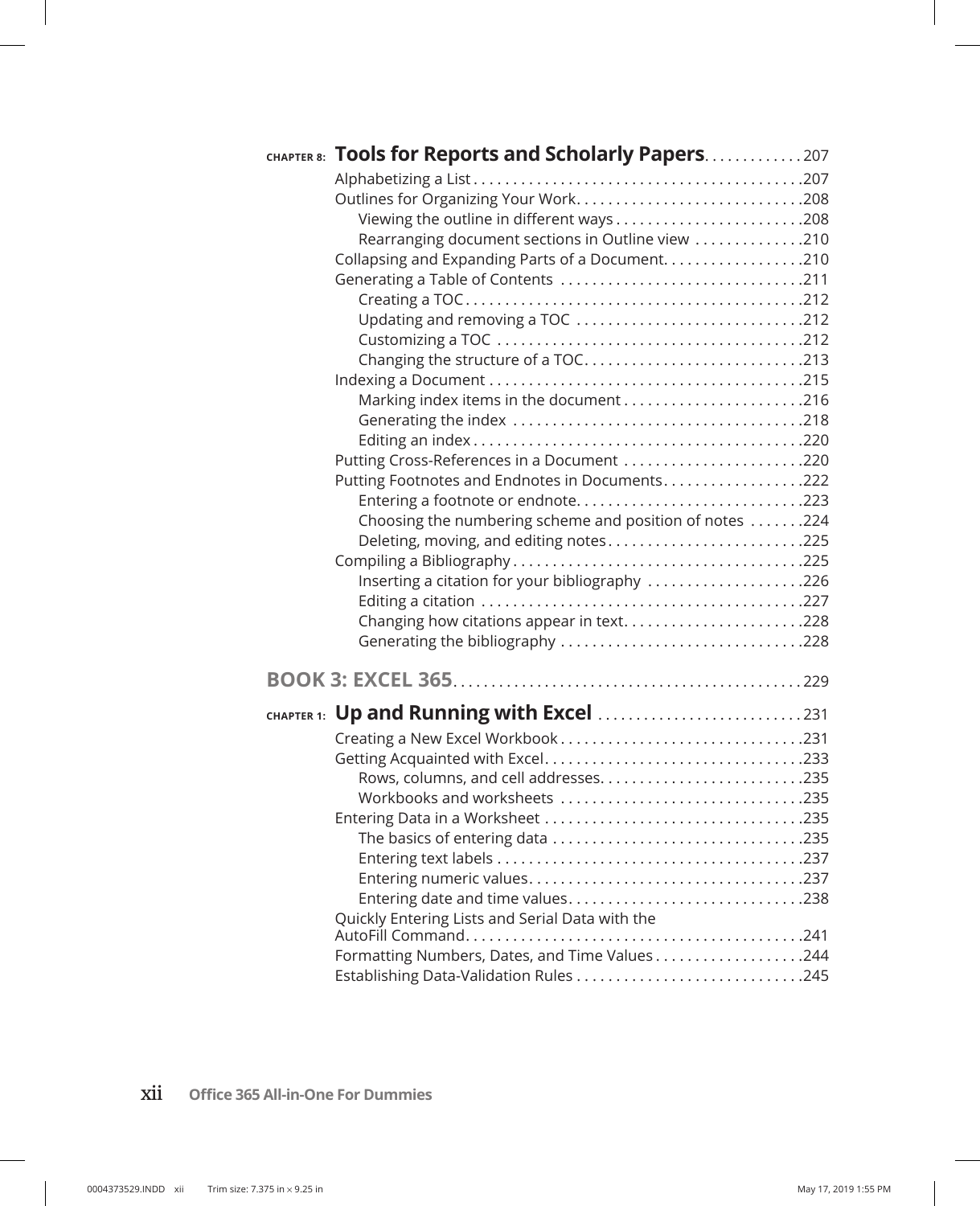## CHAPTER 8: Tools for Reports and Scholarly Papers ............ 207

- Alphabetizing a List ........................................ 207
- Outlines for Organizing Your Work ........................................ 208
  - Viewing the outline in different ways ........................................ 208
  - Rearranging document sections in Outline view ........................................ 210
- Collapsing and Expanding Parts of a Document ........................................ 210
- Generating a Table of Contents ........................................ 211
  - Creating a TOC ........................................ 212
  - Updating and removing a TOC ........................................ 212
  - Customizing a TOC ........................................ 212
  - Changing the structure of a TOC ........................................ 213
- Indexing a Document ........................................ 215
  - Marking index items in the document ........................................ 216
  - Generating the index ........................................ 218
  - Editing an index ........................................ 220
- Putting Cross-References in a Document ........................................ 220
- Putting Footnotes and Endnotes in Documents ........................................ 222
  - Entering a footnote or endnote ........................................ 223
  - Choosing the numbering scheme and position of notes ........................................ 224
  - Deleting, moving, and editing notes ........................................ 225
- Compiling a Bibliography ........................................ 225
  - Inserting a citation for your bibliography ........................................ 226
  - Editing a citation ........................................ 227
  - Changing how citations appear in text ........................................ 228
  - Generating the bibliography ........................................ 228

# BOOK 3: EXCEL 365 ........................................ 229

## CHAPTER 1: Up and Running with Excel ........................................ 231

- Creating a New Excel Workbook ........................................ 231
- Getting Acquainted with Excel ........................................ 233
  - Rows, columns, and cell addresses ........................................ 235
  - Workbooks and worksheets ........................................ 235
- Entering Data in a Worksheet ........................................ 235
  - The basics of entering data ........................................ 235
  - Entering text labels ........................................ 237
  - Entering numeric values ........................................ 237
  - Entering date and time values ........................................ 238
- Quickly Entering Lists and Serial Data with the AutoFill Command ........................................ 241
- Formatting Numbers, Dates, and Time Values ........................................ 244
- Establishing Data-Validation Rules ........................................ 245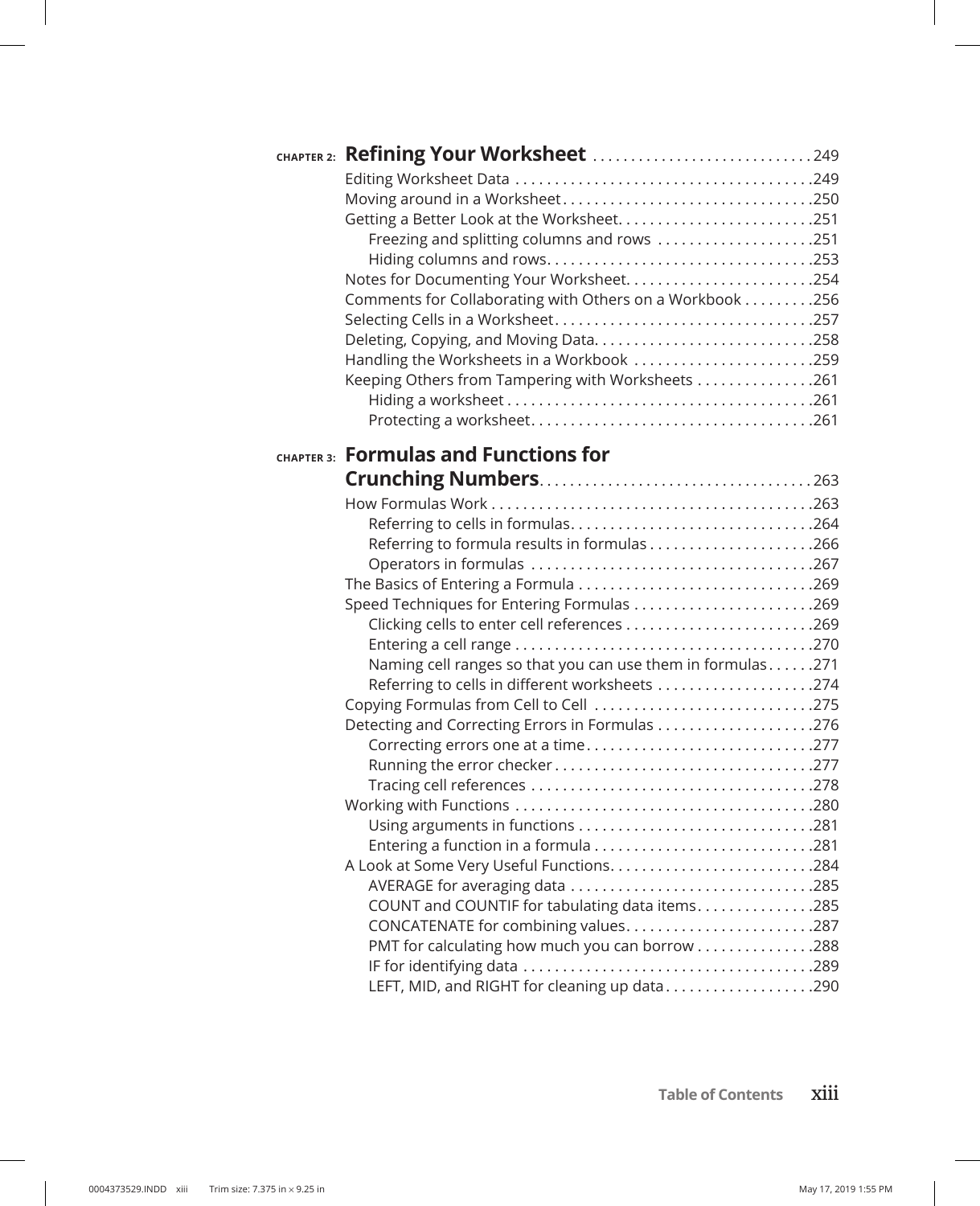**CHAPTER 2: Refining Your Worksheet** . . . . . . . . . . . . . . . . . . . . . . . . . . . . 249

Editing Worksheet Data . . . . . . . . . . . . . . . . . . . . . . . . . . . . . . . . . . . . .249
Moving around in a Worksheet . . . . . . . . . . . . . . . . . . . . . . . . . . . . . . .250
Getting a Better Look at the Worksheet . . . . . . . . . . . . . . . . . . . . . . . . .251
  Freezing and splitting columns and rows . . . . . . . . . . . . . . . . . . .251
  Hiding columns and rows . . . . . . . . . . . . . . . . . . . . . . . . . . . . . . . .253
Notes for Documenting Your Worksheet . . . . . . . . . . . . . . . . . . . . . . . .254
Comments for Collaborating with Others on a Workbook . . . . . . . . .256
Selecting Cells in a Worksheet . . . . . . . . . . . . . . . . . . . . . . . . . . . . . . . .257
Deleting, Copying, and Moving Data . . . . . . . . . . . . . . . . . . . . . . . . . . .258
Handling the Worksheets in a Workbook . . . . . . . . . . . . . . . . . . . . . . .259
Keeping Others from Tampering with Worksheets . . . . . . . . . . . . . . .261
  Hiding a worksheet . . . . . . . . . . . . . . . . . . . . . . . . . . . . . . . . . . . . . .261
  Protecting a worksheet . . . . . . . . . . . . . . . . . . . . . . . . . . . . . . . . . . .261

**CHAPTER 3: Formulas and Functions for Crunching Numbers** . . . . . . . . . . . . . . . . . . . . . . . . . . . . . . . . . . .263

How Formulas Work . . . . . . . . . . . . . . . . . . . . . . . . . . . . . . . . . . . . . . . .263
  Referring to cells in formulas . . . . . . . . . . . . . . . . . . . . . . . . . . . . . .264
  Referring to formula results in formulas . . . . . . . . . . . . . . . . . . . .266
  Operators in formulas . . . . . . . . . . . . . . . . . . . . . . . . . . . . . . . . . . .267
The Basics of Entering a Formula . . . . . . . . . . . . . . . . . . . . . . . . . . . . .269
Speed Techniques for Entering Formulas . . . . . . . . . . . . . . . . . . . . . . .269
  Clicking cells to enter cell references . . . . . . . . . . . . . . . . . . . . . . .269
  Entering a cell range . . . . . . . . . . . . . . . . . . . . . . . . . . . . . . . . . . . . .270
  Naming cell ranges so that you can use them in formulas . . . . . .271
  Referring to cells in different worksheets . . . . . . . . . . . . . . . . . . .274
Copying Formulas from Cell to Cell . . . . . . . . . . . . . . . . . . . . . . . . . . .275
Detecting and Correcting Errors in Formulas . . . . . . . . . . . . . . . . . . .276
  Correcting errors one at a time . . . . . . . . . . . . . . . . . . . . . . . . . . . .277
  Running the error checker . . . . . . . . . . . . . . . . . . . . . . . . . . . . . . . .277
  Tracing cell references . . . . . . . . . . . . . . . . . . . . . . . . . . . . . . . . . . .278
Working with Functions . . . . . . . . . . . . . . . . . . . . . . . . . . . . . . . . . . . . .280
  Using arguments in functions . . . . . . . . . . . . . . . . . . . . . . . . . . . . .281
  Entering a function in a formula . . . . . . . . . . . . . . . . . . . . . . . . . . .281
A Look at Some Very Useful Functions . . . . . . . . . . . . . . . . . . . . . . . . .284
  AVERAGE for averaging data . . . . . . . . . . . . . . . . . . . . . . . . . . . . . .285
  COUNT and COUNTIF for tabulating data items . . . . . . . . . . . . . .285
  CONCATENATE for combining values . . . . . . . . . . . . . . . . . . . . . . .287
  PMT for calculating how much you can borrow . . . . . . . . . . . . . .288
  IF for identifying data . . . . . . . . . . . . . . . . . . . . . . . . . . . . . . . . . . . .289
  LEFT, MID, and RIGHT for cleaning up data . . . . . . . . . . . . . . . . . .290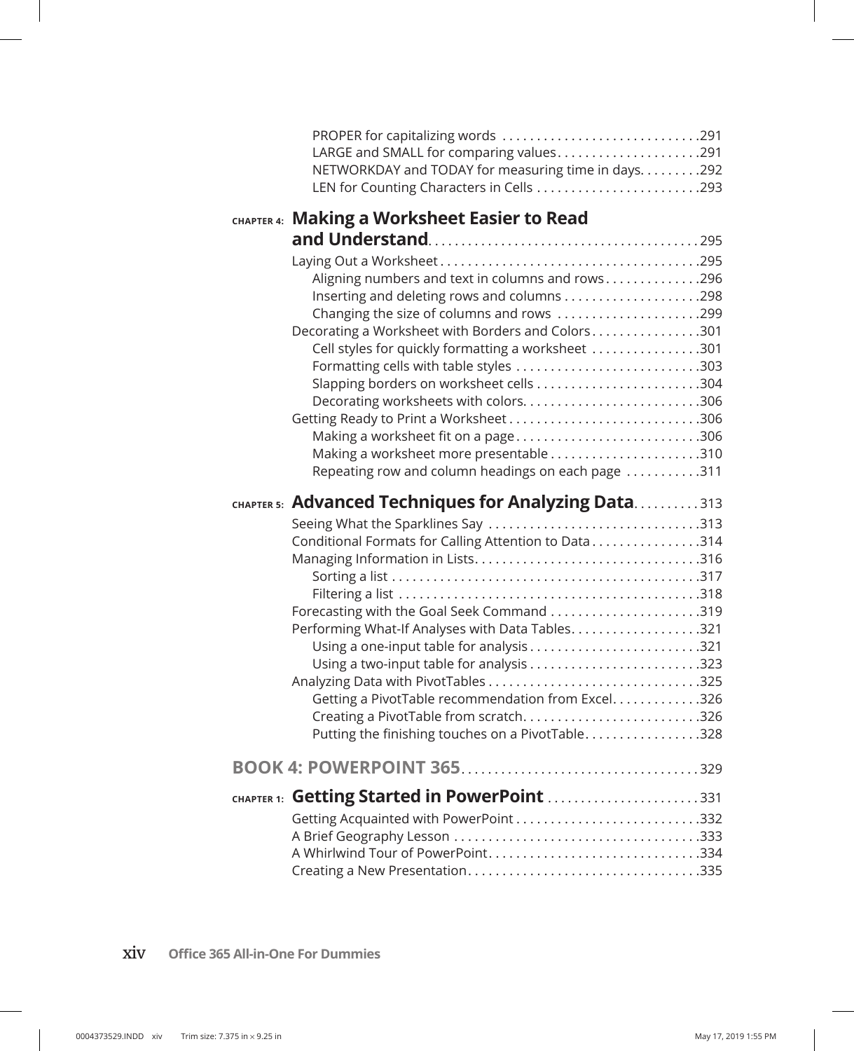PROPER for capitalizing words . . . . . . . . . . . . . . . . . . . . . . . . . . . . .291
LARGE and SMALL for comparing values . . . . . . . . . . . . . . . . . . . . .291
NETWORKDAY and TODAY for measuring time in days. . . . . . . . .292
LEN for Counting Characters in Cells . . . . . . . . . . . . . . . . . . . . . . . .293

## CHAPTER 4: Making a Worksheet Easier to Read and Understand. . . . . . . . . . . . . . . . . . . . . . . . . . . . . . . . . . . . . . . .295

Laying Out a Worksheet . . . . . . . . . . . . . . . . . . . . . . . . . . . . . . . . . . . . .295
Aligning numbers and text in columns and rows . . . . . . . . . . . . . .296
Inserting and deleting rows and columns . . . . . . . . . . . . . . . . . . . .298
Changing the size of columns and rows . . . . . . . . . . . . . . . . . . . . .299
Decorating a Worksheet with Borders and Colors . . . . . . . . . . . . . . . .301
Cell styles for quickly formatting a worksheet . . . . . . . . . . . . . . . .301
Formatting cells with table styles . . . . . . . . . . . . . . . . . . . . . . . . . . .303
Slapping borders on worksheet cells . . . . . . . . . . . . . . . . . . . . . . . .304
Decorating worksheets with colors. . . . . . . . . . . . . . . . . . . . . . . . . .306
Getting Ready to Print a Worksheet . . . . . . . . . . . . . . . . . . . . . . . . . . .306
Making a worksheet fit on a page . . . . . . . . . . . . . . . . . . . . . . . . . . .306
Making a worksheet more presentable . . . . . . . . . . . . . . . . . . . . . .310
Repeating row and column headings on each page . . . . . . . . . . .311

## CHAPTER 5: Advanced Techniques for Analyzing Data. . . . . . . . . .313

Seeing What the Sparklines Say . . . . . . . . . . . . . . . . . . . . . . . . . . . . . .313
Conditional Formats for Calling Attention to Data . . . . . . . . . . . . . . . .314
Managing Information in Lists. . . . . . . . . . . . . . . . . . . . . . . . . . . . . . . . .316
Sorting a list . . . . . . . . . . . . . . . . . . . . . . . . . . . . . . . . . . . . . . . . . . . . .317
Filtering a list . . . . . . . . . . . . . . . . . . . . . . . . . . . . . . . . . . . . . . . . . . . .318
Forecasting with the Goal Seek Command . . . . . . . . . . . . . . . . . . . . . .319
Performing What-If Analyses with Data Tables. . . . . . . . . . . . . . . . . . .321
Using a one-input table for analysis . . . . . . . . . . . . . . . . . . . . . . . . .321
Using a two-input table for analysis . . . . . . . . . . . . . . . . . . . . . . . . .323
Analyzing Data with PivotTables . . . . . . . . . . . . . . . . . . . . . . . . . . . . . .325
Getting a PivotTable recommendation from Excel. . . . . . . . . . . . .326
Creating a PivotTable from scratch. . . . . . . . . . . . . . . . . . . . . . . . . .326
Putting the finishing touches on a PivotTable. . . . . . . . . . . . . . . . .328

# BOOK 4: POWERPOINT 365. . . . . . . . . . . . . . . . . . . . . . . . . . . . . . . . . . .329

## CHAPTER 1: Getting Started in PowerPoint . . . . . . . . . . . . . . . . . . . . . . .331

Getting Acquainted with PowerPoint . . . . . . . . . . . . . . . . . . . . . . . . . .332
A Brief Geography Lesson . . . . . . . . . . . . . . . . . . . . . . . . . . . . . . . . . . .333
A Whirlwind Tour of PowerPoint. . . . . . . . . . . . . . . . . . . . . . . . . . . . . .334
Creating a New Presentation. . . . . . . . . . . . . . . . . . . . . . . . . . . . . . . . .335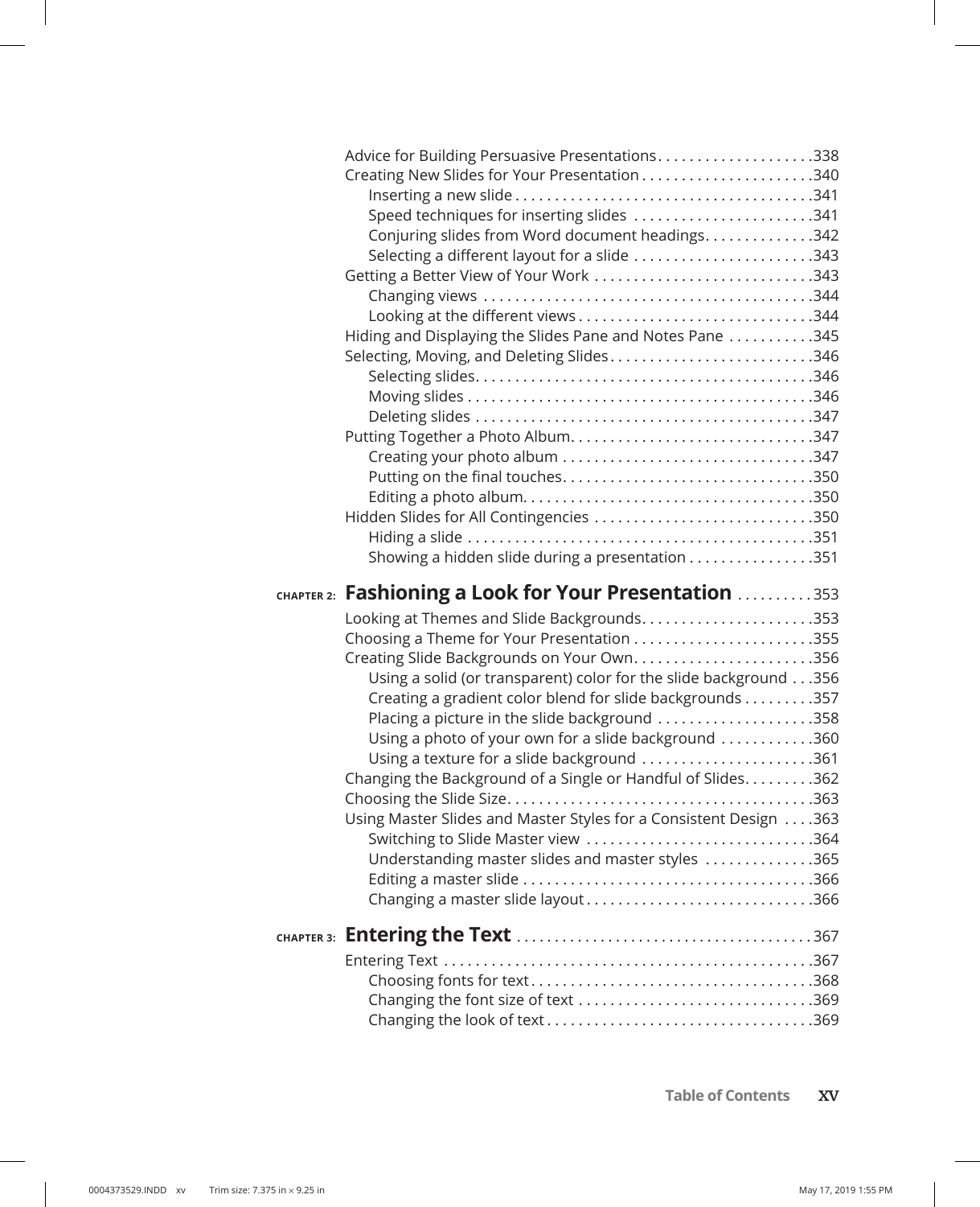Advice for Building Persuasive Presentations....................338
Creating New Slides for Your Presentation......................340
- Inserting a new slide......................................341
- Speed techniques for inserting slides.......................341
- Conjuring slides from Word document headings.............342
- Selecting a different layout for a slide.......................343

Getting a Better View of Your Work............................343
- Changing views.........................................344
- Looking at the different views.............................344

Hiding and Displaying the Slides Pane and Notes Pane...........345
Selecting, Moving, and Deleting Slides..........................346
- Selecting slides..........................................346
- Moving slides...........................................346
- Deleting slides..........................................347

Putting Together a Photo Album..............................347
- Creating your photo album................................347
- Putting on the final touches...............................350
- Editing a photo album....................................350

Hidden Slides for All Contingencies............................350
- Hiding a slide...........................................351
- Showing a hidden slide during a presentation................351

## CHAPTER 2: Fashioning a Look for Your Presentation..........353

Looking at Themes and Slide Backgrounds......................353
Choosing a Theme for Your Presentation.......................355
Creating Slide Backgrounds on Your Own.......................356
- Using a solid (or transparent) color for the slide background...356
- Creating a gradient color blend for slide backgrounds.........357
- Placing a picture in the slide background....................358
- Using a photo of your own for a slide background............360
- Using a texture for a slide background......................361

Changing the Background of a Single or Handful of Slides.........362
Choosing the Slide Size......................................363
Using Master Slides and Master Styles for a Consistent Design....363
- Switching to Slide Master view............................364
- Understanding master slides and master styles.............365
- Editing a master slide....................................366
- Changing a master slide layout............................366

## CHAPTER 3: Entering the Text......................................367

Entering Text..............................................367
- Choosing fonts for text...................................368
- Changing the font size of text.............................369
- Changing the look of text.................................369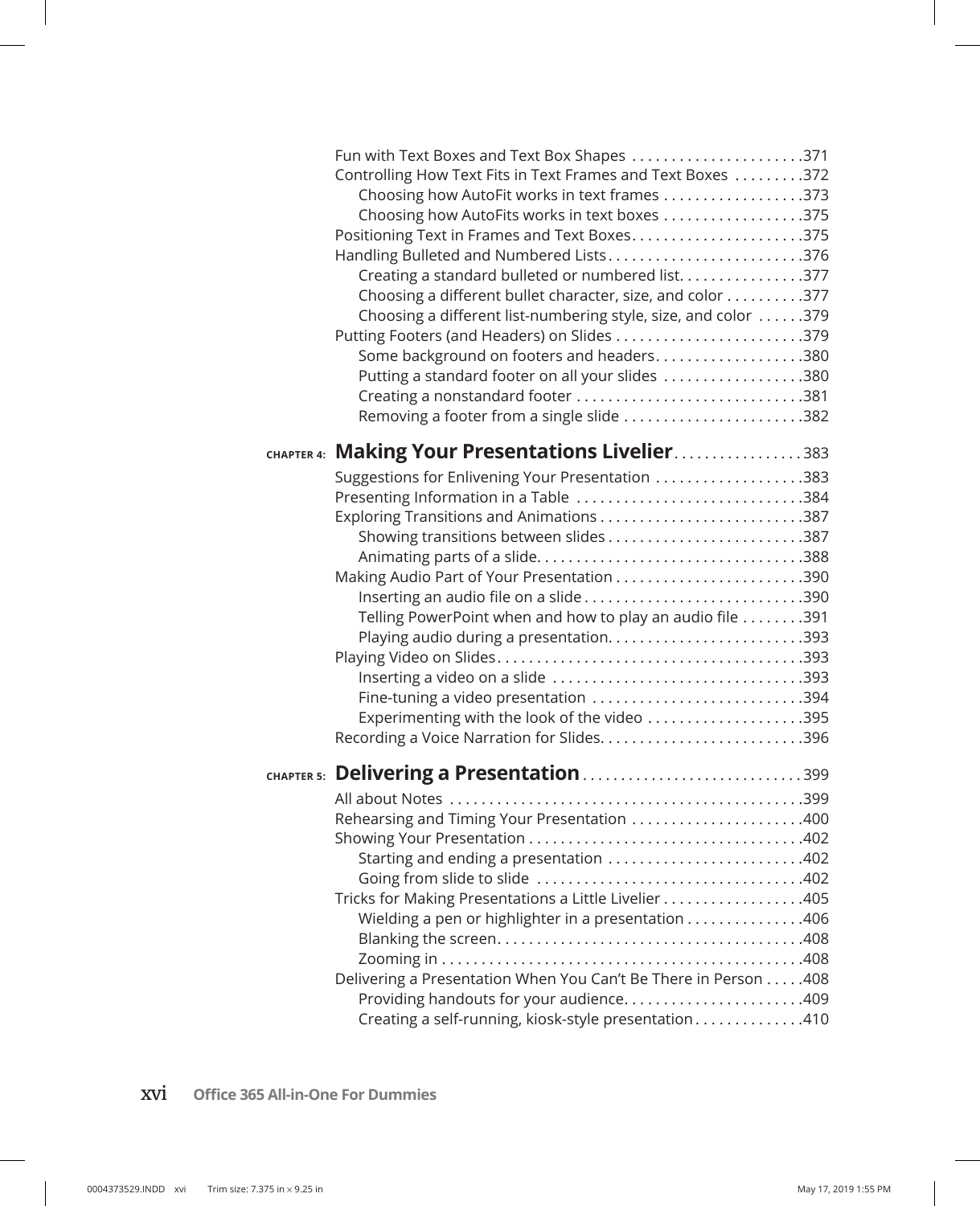Fun with Text Boxes and Text Box Shapes . . . . . . . . . . . . . . . . . . . . . .371
Controlling How Text Fits in Text Frames and Text Boxes . . . . . . . . .372
  Choosing how AutoFit works in text frames . . . . . . . . . . . . . . . . . .373
  Choosing how AutoFits works in text boxes . . . . . . . . . . . . . . . . . .375
Positioning Text in Frames and Text Boxes. . . . . . . . . . . . . . . . . . . . . .375
Handling Bulleted and Numbered Lists . . . . . . . . . . . . . . . . . . . . . . . . .376
  Creating a standard bulleted or numbered list. . . . . . . . . . . . . . . .377
  Choosing a different bullet character, size, and color . . . . . . . . . .377
  Choosing a different list-numbering style, size, and color . . . . . .379
Putting Footers (and Headers) on Slides . . . . . . . . . . . . . . . . . . . . . . . .379
  Some background on footers and headers. . . . . . . . . . . . . . . . . . .380
  Putting a standard footer on all your slides . . . . . . . . . . . . . . . . . .380
  Creating a nonstandard footer . . . . . . . . . . . . . . . . . . . . . . . . . . . .381
  Removing a footer from a single slide . . . . . . . . . . . . . . . . . . . . . .382

## CHAPTER 4: Making Your Presentations Livelier. . . . . . . . . . . . . . . . .383

Suggestions for Enlivening Your Presentation . . . . . . . . . . . . . . . . . . .383
Presenting Information in a Table . . . . . . . . . . . . . . . . . . . . . . . . . . . .384
Exploring Transitions and Animations . . . . . . . . . . . . . . . . . . . . . . . . . .387
  Showing transitions between slides . . . . . . . . . . . . . . . . . . . . . . . . .387
  Animating parts of a slide. . . . . . . . . . . . . . . . . . . . . . . . . . . . . . . . .388
Making Audio Part of Your Presentation . . . . . . . . . . . . . . . . . . . . . . . .390
  Inserting an audio file on a slide . . . . . . . . . . . . . . . . . . . . . . . . . . .390
  Telling PowerPoint when and how to play an audio file . . . . . . . .391
  Playing audio during a presentation. . . . . . . . . . . . . . . . . . . . . . . . .393
Playing Video on Slides. . . . . . . . . . . . . . . . . . . . . . . . . . . . . . . . . . . . . .393
  Inserting a video on a slide . . . . . . . . . . . . . . . . . . . . . . . . . . . . . . .393
  Fine-tuning a video presentation . . . . . . . . . . . . . . . . . . . . . . . . . . .394
  Experimenting with the look of the video . . . . . . . . . . . . . . . . . . . .395
Recording a Voice Narration for Slides. . . . . . . . . . . . . . . . . . . . . . . . . .396

## CHAPTER 5: Delivering a Presentation. . . . . . . . . . . . . . . . . . . . . . . . . . . .399

All about Notes . . . . . . . . . . . . . . . . . . . . . . . . . . . . . . . . . . . . . . . . . . . .399
Rehearsing and Timing Your Presentation . . . . . . . . . . . . . . . . . . . . . .400
Showing Your Presentation . . . . . . . . . . . . . . . . . . . . . . . . . . . . . . . . . . .402
  Starting and ending a presentation . . . . . . . . . . . . . . . . . . . . . . . . .402
  Going from slide to slide . . . . . . . . . . . . . . . . . . . . . . . . . . . . . . . . .402
Tricks for Making Presentations a Little Livelier . . . . . . . . . . . . . . . . . .405
  Wielding a pen or highlighter in a presentation . . . . . . . . . . . . . . .406
  Blanking the screen. . . . . . . . . . . . . . . . . . . . . . . . . . . . . . . . . . . . . .408
  Zooming in . . . . . . . . . . . . . . . . . . . . . . . . . . . . . . . . . . . . . . . . . . . .408
Delivering a Presentation When You Can't Be There in Person . . . . .408
  Providing handouts for your audience. . . . . . . . . . . . . . . . . . . . . . .409
  Creating a self-running, kiosk-style presentation . . . . . . . . . . . . . .410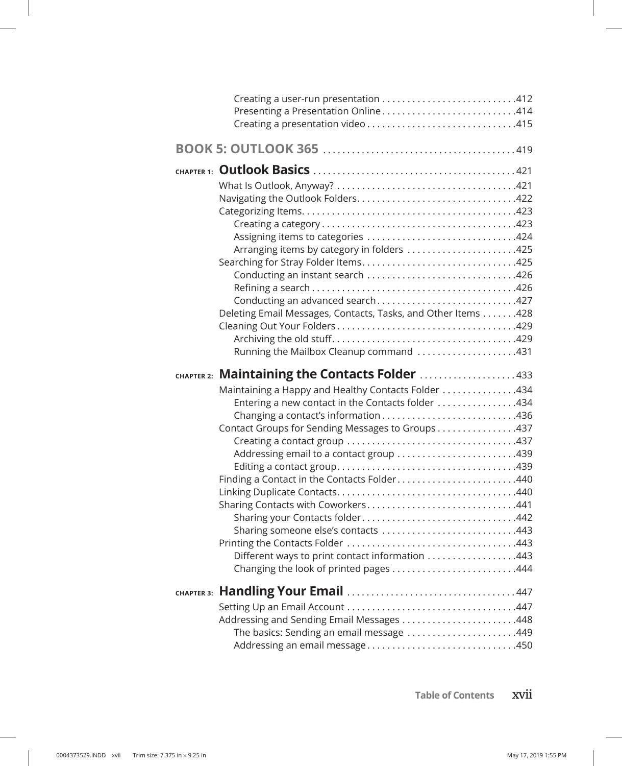Creating a user-run presentation . . . . . . . . . . . . . . . . . . . . . . . . . . 412
Presenting a Presentation Online . . . . . . . . . . . . . . . . . . . . . . . . . . 414
Creating a presentation video . . . . . . . . . . . . . . . . . . . . . . . . . . . . 415

## BOOK 5: OUTLOOK 365 . . . . . . . . . . . . . . . . . . . . . . . . . . . . . . . . . . . . . . 419

### CHAPTER 1: Outlook Basics . . . . . . . . . . . . . . . . . . . . . . . . . . . . . . . . . . . . . . . . 421

What Is Outlook, Anyway? . . . . . . . . . . . . . . . . . . . . . . . . . . . . . . . . . . . 421
Navigating the Outlook Folders . . . . . . . . . . . . . . . . . . . . . . . . . . . . . . . 422
Categorizing Items . . . . . . . . . . . . . . . . . . . . . . . . . . . . . . . . . . . . . . . . . . 423
  Creating a category . . . . . . . . . . . . . . . . . . . . . . . . . . . . . . . . . . . . . . 423
  Assigning items to categories . . . . . . . . . . . . . . . . . . . . . . . . . . . . . 424
  Arranging items by category in folders . . . . . . . . . . . . . . . . . . . . . 425
Searching for Stray Folder Items . . . . . . . . . . . . . . . . . . . . . . . . . . . . . . 425
  Conducting an instant search . . . . . . . . . . . . . . . . . . . . . . . . . . . . . 426
  Refining a search . . . . . . . . . . . . . . . . . . . . . . . . . . . . . . . . . . . . . . . . 426
  Conducting an advanced search . . . . . . . . . . . . . . . . . . . . . . . . . . . 427
Deleting Email Messages, Contacts, Tasks, and Other Items . . . . . . . 428
Cleaning Out Your Folders . . . . . . . . . . . . . . . . . . . . . . . . . . . . . . . . . . . 429
  Archiving the old stuff . . . . . . . . . . . . . . . . . . . . . . . . . . . . . . . . . . . . 429
  Running the Mailbox Cleanup command . . . . . . . . . . . . . . . . . . . 431

### CHAPTER 2: Maintaining the Contacts Folder . . . . . . . . . . . . . . . . . . . 433

Maintaining a Happy and Healthy Contacts Folder . . . . . . . . . . . . . . 434
  Entering a new contact in the Contacts folder . . . . . . . . . . . . . . . 434
  Changing a contact's information . . . . . . . . . . . . . . . . . . . . . . . . . . 436
Contact Groups for Sending Messages to Groups . . . . . . . . . . . . . . . 437
  Creating a contact group . . . . . . . . . . . . . . . . . . . . . . . . . . . . . . . . . 437
  Addressing email to a contact group . . . . . . . . . . . . . . . . . . . . . . . 439
  Editing a contact group . . . . . . . . . . . . . . . . . . . . . . . . . . . . . . . . . . 439
Finding a Contact in the Contacts Folder . . . . . . . . . . . . . . . . . . . . . . . 440
Linking Duplicate Contacts . . . . . . . . . . . . . . . . . . . . . . . . . . . . . . . . . . 440
Sharing Contacts with Coworkers . . . . . . . . . . . . . . . . . . . . . . . . . . . . . 441
  Sharing your Contacts folder . . . . . . . . . . . . . . . . . . . . . . . . . . . . . . 442
  Sharing someone else's contacts . . . . . . . . . . . . . . . . . . . . . . . . . . 443
Printing the Contacts Folder . . . . . . . . . . . . . . . . . . . . . . . . . . . . . . . . . 443
  Different ways to print contact information . . . . . . . . . . . . . . . . . 443
  Changing the look of printed pages . . . . . . . . . . . . . . . . . . . . . . . . 444

### CHAPTER 3: Handling Your Email . . . . . . . . . . . . . . . . . . . . . . . . . . . . . . . . . 447

Setting Up an Email Account . . . . . . . . . . . . . . . . . . . . . . . . . . . . . . . . . 447
Addressing and Sending Email Messages . . . . . . . . . . . . . . . . . . . . . . 448
  The basics: Sending an email message . . . . . . . . . . . . . . . . . . . . . 449
  Addressing an email message . . . . . . . . . . . . . . . . . . . . . . . . . . . . . 450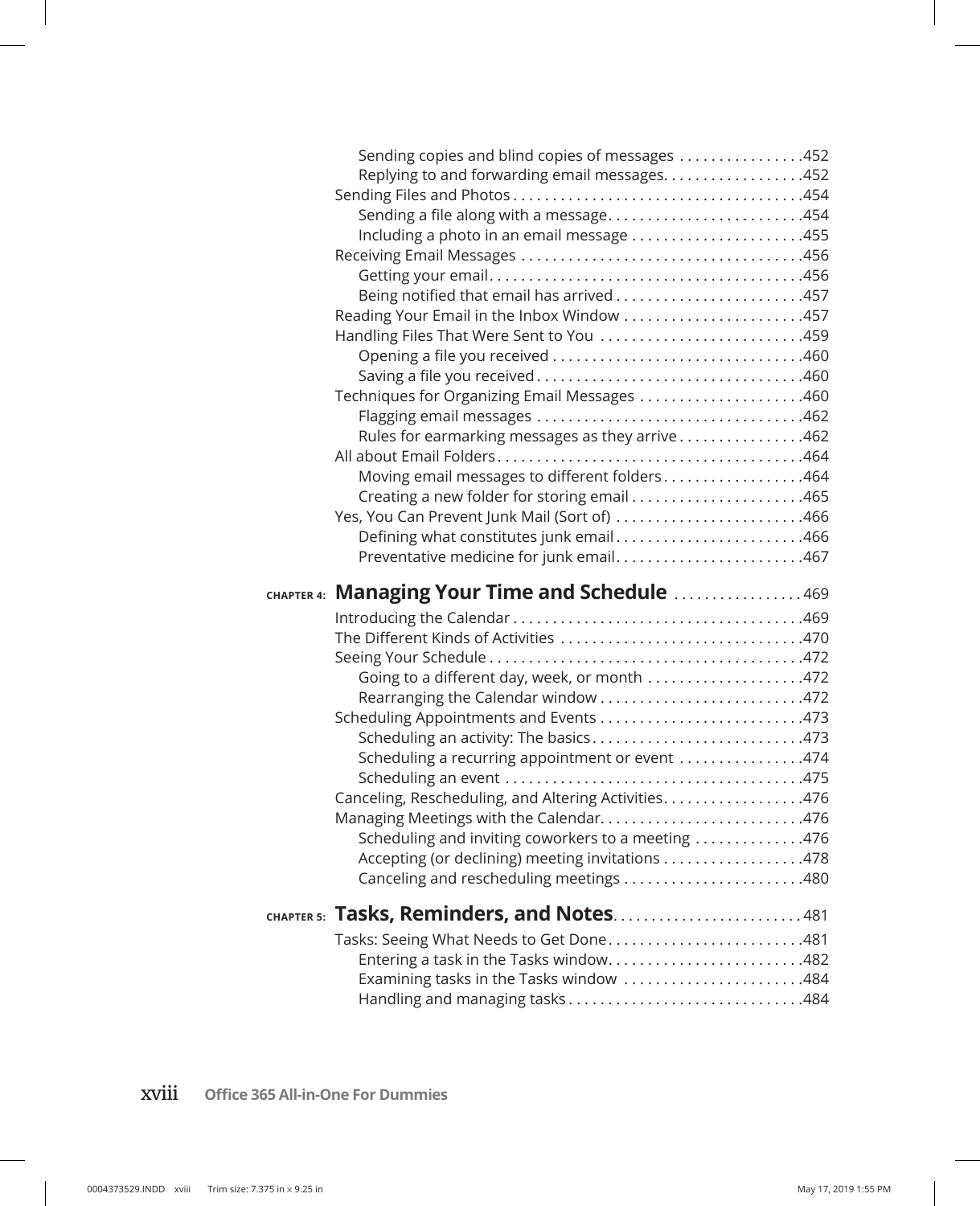- Sending copies and blind copies of messages . . . . . . . . . . . . . . . .452
- Replying to and forwarding email messages. . . . . . . . . . . . . . . . . .452

Sending Files and Photos . . . . . . . . . . . . . . . . . . . . . . . . . . . . . . . . . . . . .454

- Sending a file along with a message. . . . . . . . . . . . . . . . . . . . . . . . .454
- Including a photo in an email message . . . . . . . . . . . . . . . . . . . . . .455

Receiving Email Messages . . . . . . . . . . . . . . . . . . . . . . . . . . . . . . . . . . . .456

- Getting your email. . . . . . . . . . . . . . . . . . . . . . . . . . . . . . . . . . . . . . . .456
- Being notified that email has arrived . . . . . . . . . . . . . . . . . . . . . . . .457

Reading Your Email in the Inbox Window . . . . . . . . . . . . . . . . . . . . . . .457

Handling Files That Were Sent to You . . . . . . . . . . . . . . . . . . . . . . . . . .459

- Opening a file you received . . . . . . . . . . . . . . . . . . . . . . . . . . . . . . . .460
- Saving a file you received . . . . . . . . . . . . . . . . . . . . . . . . . . . . . . . . . .460

Techniques for Organizing Email Messages . . . . . . . . . . . . . . . . . . . . .460

- Flagging email messages . . . . . . . . . . . . . . . . . . . . . . . . . . . . . . . . . .462
- Rules for earmarking messages as they arrive . . . . . . . . . . . . . . . .462

All about Email Folders. . . . . . . . . . . . . . . . . . . . . . . . . . . . . . . . . . . . . . .464

- Moving email messages to different folders . . . . . . . . . . . . . . . . . .464
- Creating a new folder for storing email . . . . . . . . . . . . . . . . . . . . . .465

Yes, You Can Prevent Junk Mail (Sort of) . . . . . . . . . . . . . . . . . . . . . . . .466

- Defining what constitutes junk email . . . . . . . . . . . . . . . . . . . . . . . .466
- Preventative medicine for junk email. . . . . . . . . . . . . . . . . . . . . . . .467

## CHAPTER 4: Managing Your Time and Schedule . . . . . . . . . . . . . . . . 469

Introducing the Calendar . . . . . . . . . . . . . . . . . . . . . . . . . . . . . . . . . . . . .469

The Different Kinds of Activities . . . . . . . . . . . . . . . . . . . . . . . . . . . . . . .470

Seeing Your Schedule . . . . . . . . . . . . . . . . . . . . . . . . . . . . . . . . . . . . . . . .472

- Going to a different day, week, or month . . . . . . . . . . . . . . . . . . . .472
- Rearranging the Calendar window . . . . . . . . . . . . . . . . . . . . . . . . . .472

Scheduling Appointments and Events . . . . . . . . . . . . . . . . . . . . . . . . . .473

- Scheduling an activity: The basics. . . . . . . . . . . . . . . . . . . . . . . . . . .473
- Scheduling a recurring appointment or event . . . . . . . . . . . . . . . .474
- Scheduling an event . . . . . . . . . . . . . . . . . . . . . . . . . . . . . . . . . . . . . .475

Canceling, Rescheduling, and Altering Activities. . . . . . . . . . . . . . . . . .476

Managing Meetings with the Calendar. . . . . . . . . . . . . . . . . . . . . . . . . .476

- Scheduling and inviting coworkers to a meeting . . . . . . . . . . . . . .476
- Accepting (or declining) meeting invitations . . . . . . . . . . . . . . . . . .478
- Canceling and rescheduling meetings . . . . . . . . . . . . . . . . . . . . . . .480

## CHAPTER 5: Tasks, Reminders, and Notes. . . . . . . . . . . . . . . . . . . . . . . . . 481

Tasks: Seeing What Needs to Get Done. . . . . . . . . . . . . . . . . . . . . . . . .481

- Entering a task in the Tasks window. . . . . . . . . . . . . . . . . . . . . . . . .482
- Examining tasks in the Tasks window . . . . . . . . . . . . . . . . . . . . . . .484
- Handling and managing tasks . . . . . . . . . . . . . . . . . . . . . . . . . . . . . .484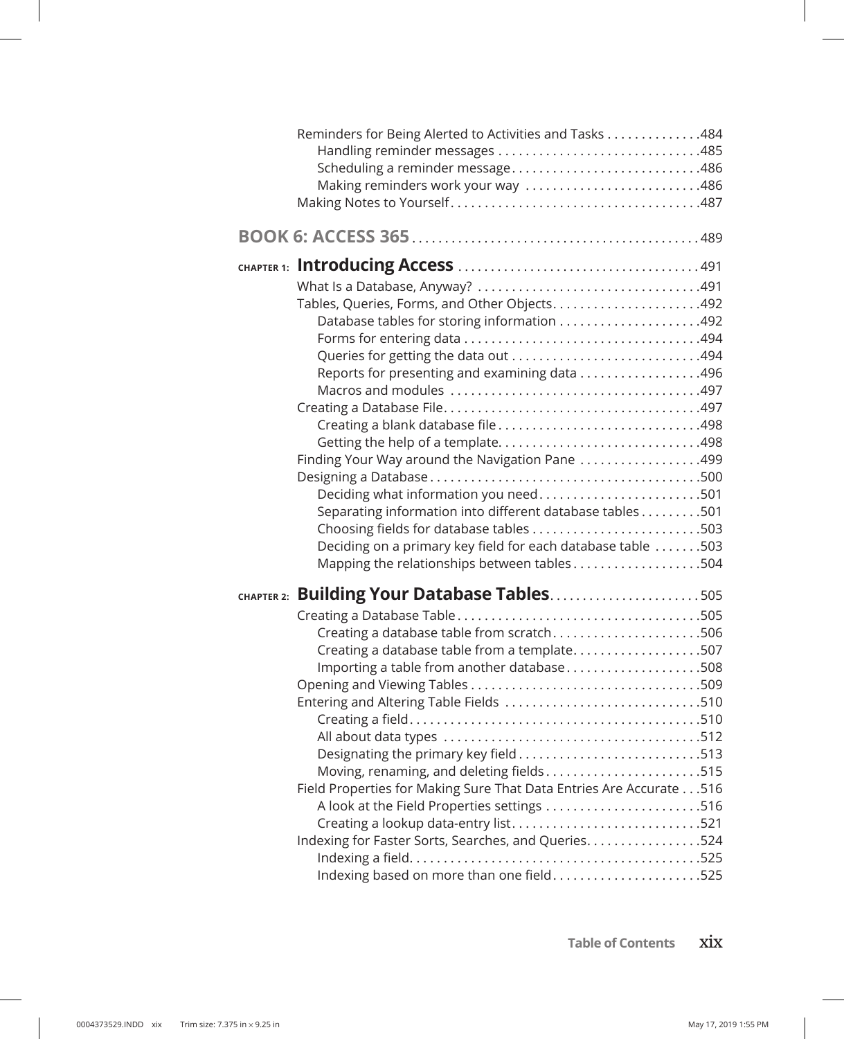Reminders for Being Alerted to Activities and Tasks . . . . . . . . . . . . . .484
- Handling reminder messages . . . . . . . . . . . . . . . . . . . . . . . . . . . . . .485
- Scheduling a reminder message . . . . . . . . . . . . . . . . . . . . . . . . . . . .486
- Making reminders work your way . . . . . . . . . . . . . . . . . . . . . . . . . .486

Making Notes to Yourself . . . . . . . . . . . . . . . . . . . . . . . . . . . . . . . . . . . . .487

## BOOK 6: ACCESS 365 . . . . . . . . . . . . . . . . . . . . . . . . . . . . . . . . . . . . . . . . . . 489

### CHAPTER 1: Introducing Access . . . . . . . . . . . . . . . . . . . . . . . . . . . . . . . . . . . . 491

What Is a Database, Anyway? . . . . . . . . . . . . . . . . . . . . . . . . . . . . . . . . .491

Tables, Queries, Forms, and Other Objects . . . . . . . . . . . . . . . . . . . . . .492
- Database tables for storing information . . . . . . . . . . . . . . . . . . . . .492
- Forms for entering data . . . . . . . . . . . . . . . . . . . . . . . . . . . . . . . . . . .494
- Queries for getting the data out . . . . . . . . . . . . . . . . . . . . . . . . . . . .494
- Reports for presenting and examining data . . . . . . . . . . . . . . . . . .496
- Macros and modules . . . . . . . . . . . . . . . . . . . . . . . . . . . . . . . . . . . . .497

Creating a Database File . . . . . . . . . . . . . . . . . . . . . . . . . . . . . . . . . . . . . .497
- Creating a blank database file . . . . . . . . . . . . . . . . . . . . . . . . . . . . . .498
- Getting the help of a template. . . . . . . . . . . . . . . . . . . . . . . . . . . . . .498

Finding Your Way around the Navigation Pane . . . . . . . . . . . . . . . . . .499

Designing a Database . . . . . . . . . . . . . . . . . . . . . . . . . . . . . . . . . . . . . . . .500
- Deciding what information you need . . . . . . . . . . . . . . . . . . . . . . . .501
- Separating information into different database tables . . . . . . . . .501
- Choosing fields for database tables . . . . . . . . . . . . . . . . . . . . . . . . .503
- Deciding on a primary key field for each database table . . . . . . .503
- Mapping the relationships between tables . . . . . . . . . . . . . . . . . . .504

### CHAPTER 2: Building Your Database Tables . . . . . . . . . . . . . . . . . . . . . . . 505

Creating a Database Table . . . . . . . . . . . . . . . . . . . . . . . . . . . . . . . . . . . .505
- Creating a database table from scratch . . . . . . . . . . . . . . . . . . . . . .506
- Creating a database table from a template. . . . . . . . . . . . . . . . . . .507
- Importing a table from another database . . . . . . . . . . . . . . . . . . . .508

Opening and Viewing Tables . . . . . . . . . . . . . . . . . . . . . . . . . . . . . . . . . .509

Entering and Altering Table Fields . . . . . . . . . . . . . . . . . . . . . . . . . . . . .510
- Creating a field . . . . . . . . . . . . . . . . . . . . . . . . . . . . . . . . . . . . . . . . . .510
- All about data types . . . . . . . . . . . . . . . . . . . . . . . . . . . . . . . . . . . . . .512
- Designating the primary key field . . . . . . . . . . . . . . . . . . . . . . . . . . .513
- Moving, renaming, and deleting fields . . . . . . . . . . . . . . . . . . . . . . .515

Field Properties for Making Sure That Data Entries Are Accurate . . .516
- A look at the Field Properties settings . . . . . . . . . . . . . . . . . . . . . . .516
- Creating a lookup data-entry list . . . . . . . . . . . . . . . . . . . . . . . . . . . .521

Indexing for Faster Sorts, Searches, and Queries . . . . . . . . . . . . . . . . .524
- Indexing a field . . . . . . . . . . . . . . . . . . . . . . . . . . . . . . . . . . . . . . . . . .525
- Indexing based on more than one field . . . . . . . . . . . . . . . . . . . . . .525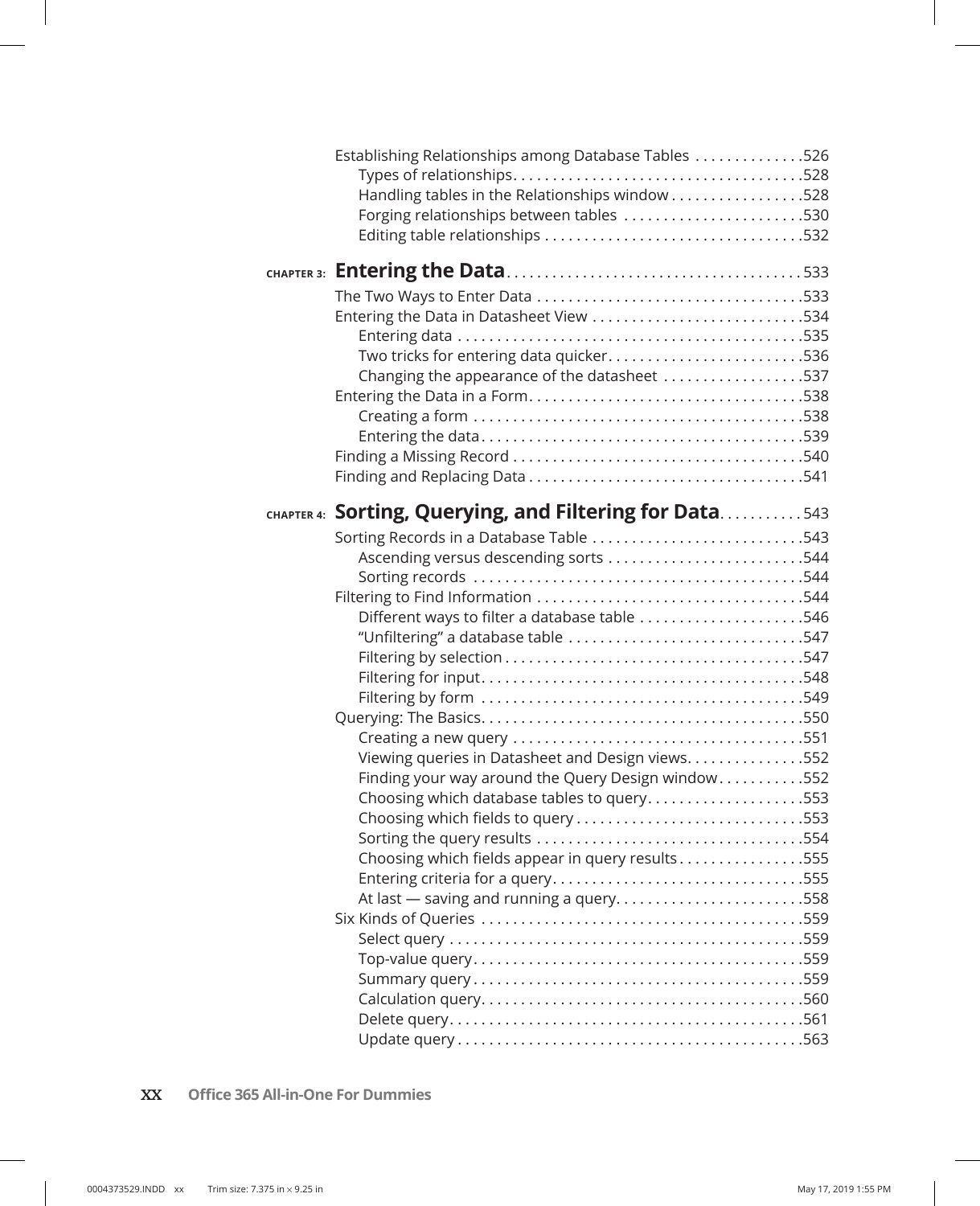Establishing Relationships among Database Tables . . . . . . . . . . . . . .526
  Types of relationships. . . . . . . . . . . . . . . . . . . . . . . . . . . . . . . . . . . . .528
  Handling tables in the Relationships window . . . . . . . . . . . . . . . . .528
  Forging relationships between tables . . . . . . . . . . . . . . . . . . . . . . .530
  Editing table relationships . . . . . . . . . . . . . . . . . . . . . . . . . . . . . . . .532

## CHAPTER 3: Entering the Data . . . . . . . . . . . . . . . . . . . . . . . . . . . . . . . . . . . . . .533

The Two Ways to Enter Data . . . . . . . . . . . . . . . . . . . . . . . . . . . . . . . . .533
Entering the Data in Datasheet View . . . . . . . . . . . . . . . . . . . . . . . . . .534
  Entering data . . . . . . . . . . . . . . . . . . . . . . . . . . . . . . . . . . . . . . . . . . .535
  Two tricks for entering data quicker. . . . . . . . . . . . . . . . . . . . . . . . .536
  Changing the appearance of the datasheet . . . . . . . . . . . . . . . . . .537
Entering the Data in a Form. . . . . . . . . . . . . . . . . . . . . . . . . . . . . . . . . .538
  Creating a form . . . . . . . . . . . . . . . . . . . . . . . . . . . . . . . . . . . . . . . . .538
  Entering the data. . . . . . . . . . . . . . . . . . . . . . . . . . . . . . . . . . . . . . . .539
Finding a Missing Record . . . . . . . . . . . . . . . . . . . . . . . . . . . . . . . . . . . .540
Finding and Replacing Data . . . . . . . . . . . . . . . . . . . . . . . . . . . . . . . . . .541

## CHAPTER 4: Sorting, Querying, and Filtering for Data. . . . . . . . . . .543

Sorting Records in a Database Table . . . . . . . . . . . . . . . . . . . . . . . . . .543
  Ascending versus descending sorts . . . . . . . . . . . . . . . . . . . . . . . . .544
  Sorting records . . . . . . . . . . . . . . . . . . . . . . . . . . . . . . . . . . . . . . . . .544
Filtering to Find Information . . . . . . . . . . . . . . . . . . . . . . . . . . . . . . . . .544
  Different ways to filter a database table . . . . . . . . . . . . . . . . . . . .546
  "Unfiltering" a database table . . . . . . . . . . . . . . . . . . . . . . . . . . . . .547
  Filtering by selection . . . . . . . . . . . . . . . . . . . . . . . . . . . . . . . . . . . . .547
  Filtering for input. . . . . . . . . . . . . . . . . . . . . . . . . . . . . . . . . . . . . . . .548
  Filtering by form . . . . . . . . . . . . . . . . . . . . . . . . . . . . . . . . . . . . . . . .549
Querying: The Basics. . . . . . . . . . . . . . . . . . . . . . . . . . . . . . . . . . . . . . . .550
  Creating a new query . . . . . . . . . . . . . . . . . . . . . . . . . . . . . . . . . . . . .551
  Viewing queries in Datasheet and Design views. . . . . . . . . . . . . . .552
  Finding your way around the Query Design window . . . . . . . . . . .552
  Choosing which database tables to query. . . . . . . . . . . . . . . . . . . .553
  Choosing which fields to query . . . . . . . . . . . . . . . . . . . . . . . . . . . .553
  Sorting the query results . . . . . . . . . . . . . . . . . . . . . . . . . . . . . . . . .554
  Choosing which fields appear in query results . . . . . . . . . . . . . . . .555
  Entering criteria for a query. . . . . . . . . . . . . . . . . . . . . . . . . . . . . . .555
  At last — saving and running a query. . . . . . . . . . . . . . . . . . . . . . .558
Six Kinds of Queries . . . . . . . . . . . . . . . . . . . . . . . . . . . . . . . . . . . . . . . .559
  Select query . . . . . . . . . . . . . . . . . . . . . . . . . . . . . . . . . . . . . . . . . . . .559
  Top-value query. . . . . . . . . . . . . . . . . . . . . . . . . . . . . . . . . . . . . . . . .559
  Summary query . . . . . . . . . . . . . . . . . . . . . . . . . . . . . . . . . . . . . . . . .559
  Calculation query. . . . . . . . . . . . . . . . . . . . . . . . . . . . . . . . . . . . . . . .560
  Delete query. . . . . . . . . . . . . . . . . . . . . . . . . . . . . . . . . . . . . . . . . . . .561
  Update query . . . . . . . . . . . . . . . . . . . . . . . . . . . . . . . . . . . . . . . . . . .563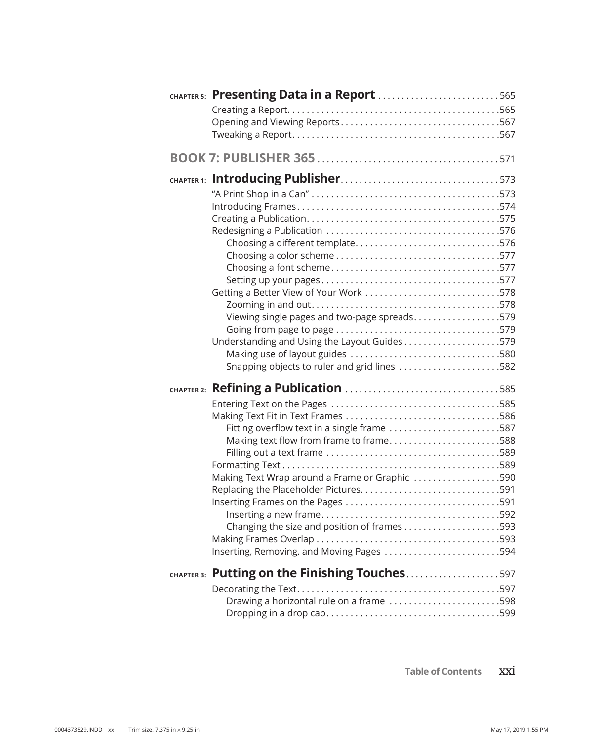**CHAPTER 5: Presenting Data in a Report** . . . . . . . . . . . . . . . . . . . . . . . . . 565

Creating a Report. . . . . . . . . . . . . . . . . . . . . . . . . . . . . . . . . . . . . . . . . . .565
Opening and Viewing Reports . . . . . . . . . . . . . . . . . . . . . . . . . . . . . . . . .567
Tweaking a Report. . . . . . . . . . . . . . . . . . . . . . . . . . . . . . . . . . . . . . . . . .567

## BOOK 7: PUBLISHER 365 . . . . . . . . . . . . . . . . . . . . . . . . . . . . . . . . . . . . . . 571

**CHAPTER 1: Introducing Publisher**. . . . . . . . . . . . . . . . . . . . . . . . . . . . . . . . 573

"A Print Shop in a Can" . . . . . . . . . . . . . . . . . . . . . . . . . . . . . . . . . . . . . . .573
Introducing Frames. . . . . . . . . . . . . . . . . . . . . . . . . . . . . . . . . . . . . . . . . .574
Creating a Publication. . . . . . . . . . . . . . . . . . . . . . . . . . . . . . . . . . . . . . . .575
Redesigning a Publication . . . . . . . . . . . . . . . . . . . . . . . . . . . . . . . . . . . .576
 Choosing a different template. . . . . . . . . . . . . . . . . . . . . . . . . . . . . .576
 Choosing a color scheme . . . . . . . . . . . . . . . . . . . . . . . . . . . . . . . . .577
 Choosing a font scheme. . . . . . . . . . . . . . . . . . . . . . . . . . . . . . . . . . .577
 Setting up your pages . . . . . . . . . . . . . . . . . . . . . . . . . . . . . . . . . . . .577
Getting a Better View of Your Work . . . . . . . . . . . . . . . . . . . . . . . . . . . .578
 Zooming in and out. . . . . . . . . . . . . . . . . . . . . . . . . . . . . . . . . . . . . .578
 Viewing single pages and two-page spreads. . . . . . . . . . . . . . . . . .579
 Going from page to page . . . . . . . . . . . . . . . . . . . . . . . . . . . . . . . . .579
Understanding and Using the Layout Guides . . . . . . . . . . . . . . . . . . . .579
 Making use of layout guides . . . . . . . . . . . . . . . . . . . . . . . . . . . . . . .580
 Snapping objects to ruler and grid lines . . . . . . . . . . . . . . . . . . . . .582

**CHAPTER 2: Refining a Publication** . . . . . . . . . . . . . . . . . . . . . . . . . . . . . . . . 585

Entering Text on the Pages . . . . . . . . . . . . . . . . . . . . . . . . . . . . . . . . . . .585
Making Text Fit in Text Frames . . . . . . . . . . . . . . . . . . . . . . . . . . . . . . . .586
 Fitting overflow text in a single frame . . . . . . . . . . . . . . . . . . . . . . .587
 Making text flow from frame to frame. . . . . . . . . . . . . . . . . . . . . . .588
 Filling out a text frame . . . . . . . . . . . . . . . . . . . . . . . . . . . . . . . . . . .589
Formatting Text . . . . . . . . . . . . . . . . . . . . . . . . . . . . . . . . . . . . . . . . . . . .589
Making Text Wrap around a Frame or Graphic . . . . . . . . . . . . . . . . . .590
Replacing the Placeholder Pictures. . . . . . . . . . . . . . . . . . . . . . . . . . . . .591
Inserting Frames on the Pages . . . . . . . . . . . . . . . . . . . . . . . . . . . . . . . .591
 Inserting a new frame. . . . . . . . . . . . . . . . . . . . . . . . . . . . . . . . . . . . .592
 Changing the size and position of frames . . . . . . . . . . . . . . . . . . . .593
Making Frames Overlap . . . . . . . . . . . . . . . . . . . . . . . . . . . . . . . . . . . . . .593
Inserting, Removing, and Moving Pages . . . . . . . . . . . . . . . . . . . . . . . .594

**CHAPTER 3: Putting on the Finishing Touches**. . . . . . . . . . . . . . . . . . . . 597

Decorating the Text. . . . . . . . . . . . . . . . . . . . . . . . . . . . . . . . . . . . . . . . . .597
 Drawing a horizontal rule on a frame . . . . . . . . . . . . . . . . . . . . . . .598
 Dropping in a drop cap. . . . . . . . . . . . . . . . . . . . . . . . . . . . . . . . . . . .599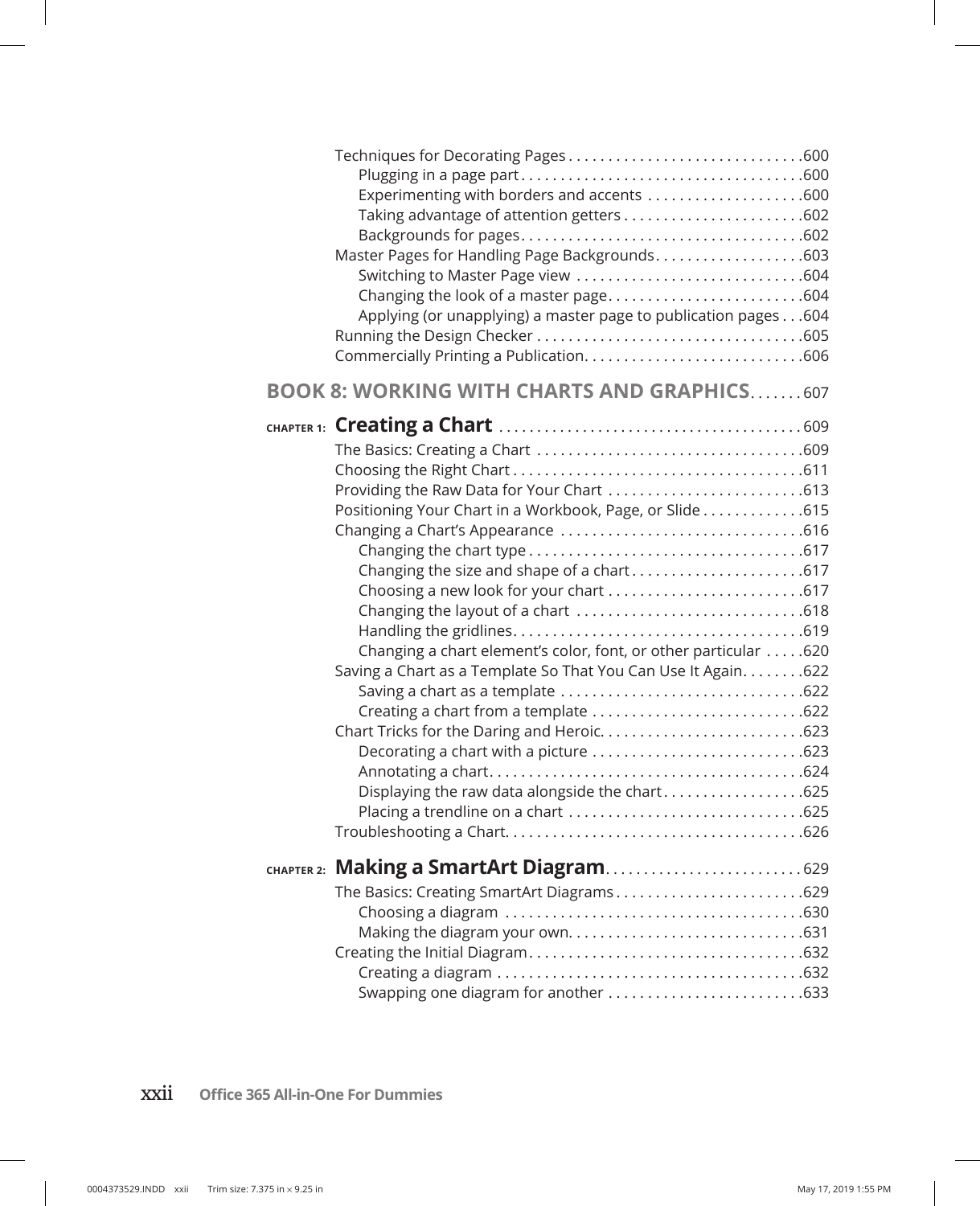Techniques for Decorating Pages . . . . . . . . . . . . . . . . . . . . . . . . . . . . . .600
   Plugging in a page part . . . . . . . . . . . . . . . . . . . . . . . . . . . . . . . . . . . .600
   Experimenting with borders and accents . . . . . . . . . . . . . . . . . . . .600
   Taking advantage of attention getters . . . . . . . . . . . . . . . . . . . . . . .602
   Backgrounds for pages . . . . . . . . . . . . . . . . . . . . . . . . . . . . . . . . . . .602
Master Pages for Handling Page Backgrounds . . . . . . . . . . . . . . . . . . .603
   Switching to Master Page view . . . . . . . . . . . . . . . . . . . . . . . . . . . . .604
   Changing the look of a master page . . . . . . . . . . . . . . . . . . . . . . . . .604
   Applying (or unapplying) a master page to publication pages . . .604
Running the Design Checker . . . . . . . . . . . . . . . . . . . . . . . . . . . . . . . . . .605
Commercially Printing a Publication . . . . . . . . . . . . . . . . . . . . . . . . . . . .606

## BOOK 8: WORKING WITH CHARTS AND GRAPHICS . . . . . . .607

### CHAPTER 1: Creating a Chart . . . . . . . . . . . . . . . . . . . . . . . . . . . . . . . . . . . . . .609

The Basics: Creating a Chart . . . . . . . . . . . . . . . . . . . . . . . . . . . . . . . . .609
Choosing the Right Chart . . . . . . . . . . . . . . . . . . . . . . . . . . . . . . . . . . . . .611
Providing the Raw Data for Your Chart . . . . . . . . . . . . . . . . . . . . . . . . .613
Positioning Your Chart in a Workbook, Page, or Slide . . . . . . . . . . . . .615
Changing a Chart's Appearance . . . . . . . . . . . . . . . . . . . . . . . . . . . . . . .616
   Changing the chart type . . . . . . . . . . . . . . . . . . . . . . . . . . . . . . . . . . .617
   Changing the size and shape of a chart . . . . . . . . . . . . . . . . . . . . . .617
   Choosing a new look for your chart . . . . . . . . . . . . . . . . . . . . . . . . .617
   Changing the layout of a chart . . . . . . . . . . . . . . . . . . . . . . . . . . . . .618
   Handling the gridlines . . . . . . . . . . . . . . . . . . . . . . . . . . . . . . . . . . . . .619
   Changing a chart element's color, font, or other particular . . . . .620
Saving a Chart as a Template So That You Can Use It Again . . . . . . . .622
   Saving a chart as a template . . . . . . . . . . . . . . . . . . . . . . . . . . . . . . .622
   Creating a chart from a template . . . . . . . . . . . . . . . . . . . . . . . . . . .622
Chart Tricks for the Daring and Heroic . . . . . . . . . . . . . . . . . . . . . . . . . .623
   Decorating a chart with a picture . . . . . . . . . . . . . . . . . . . . . . . . . . .623
   Annotating a chart . . . . . . . . . . . . . . . . . . . . . . . . . . . . . . . . . . . . . . .624
   Displaying the raw data alongside the chart . . . . . . . . . . . . . . . . . .625
   Placing a trendline on a chart . . . . . . . . . . . . . . . . . . . . . . . . . . . . . .625
Troubleshooting a Chart . . . . . . . . . . . . . . . . . . . . . . . . . . . . . . . . . . . . . .626

### CHAPTER 2: Making a SmartArt Diagram . . . . . . . . . . . . . . . . . . . . . . . . .629

The Basics: Creating SmartArt Diagrams . . . . . . . . . . . . . . . . . . . . . . . .629
   Choosing a diagram . . . . . . . . . . . . . . . . . . . . . . . . . . . . . . . . . . . . . .630
   Making the diagram your own . . . . . . . . . . . . . . . . . . . . . . . . . . . . . .631
Creating the Initial Diagram . . . . . . . . . . . . . . . . . . . . . . . . . . . . . . . . . . .632
   Creating a diagram . . . . . . . . . . . . . . . . . . . . . . . . . . . . . . . . . . . . . . .632
   Swapping one diagram for another . . . . . . . . . . . . . . . . . . . . . . . . .633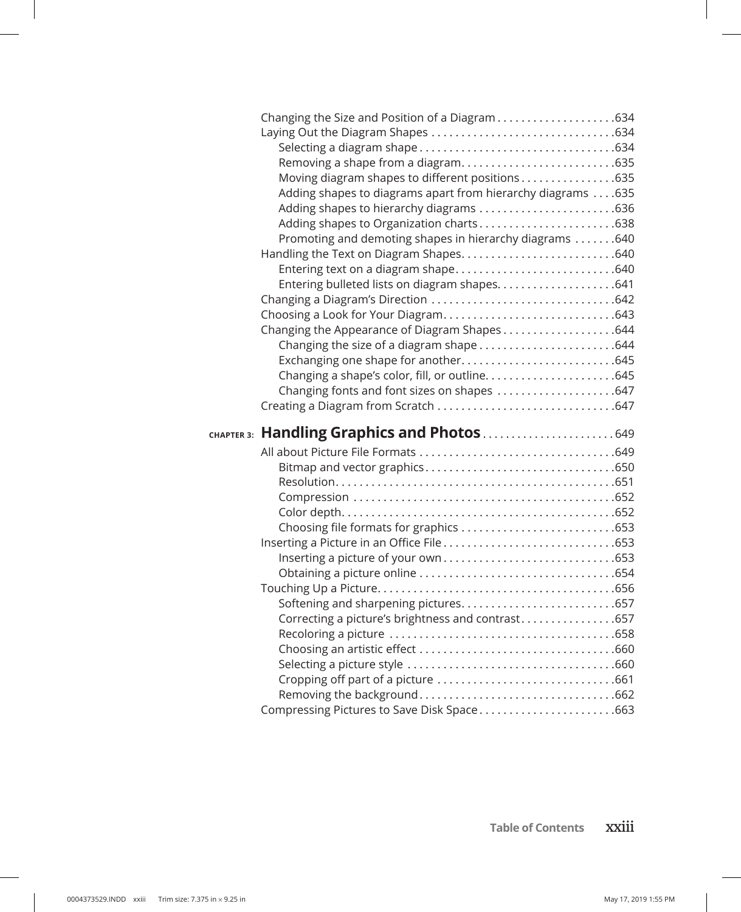Changing the Size and Position of a Diagram . . . . . . . . . . . . . . . . . . . .634
Laying Out the Diagram Shapes . . . . . . . . . . . . . . . . . . . . . . . . . . . . . . .634
    Selecting a diagram shape . . . . . . . . . . . . . . . . . . . . . . . . . . . . . . . .634
    Removing a shape from a diagram. . . . . . . . . . . . . . . . . . . . . . . . . .635
    Moving diagram shapes to different positions . . . . . . . . . . . . . . . .635
    Adding shapes to diagrams apart from hierarchy diagrams . . . .635
    Adding shapes to hierarchy diagrams . . . . . . . . . . . . . . . . . . . . . . .636
    Adding shapes to Organization charts . . . . . . . . . . . . . . . . . . . . . . .638
    Promoting and demoting shapes in hierarchy diagrams . . . . . . .640
Handling the Text on Diagram Shapes. . . . . . . . . . . . . . . . . . . . . . . . . .640
    Entering text on a diagram shape. . . . . . . . . . . . . . . . . . . . . . . . . . .640
    Entering bulleted lists on diagram shapes. . . . . . . . . . . . . . . . . . . .641
Changing a Diagram's Direction . . . . . . . . . . . . . . . . . . . . . . . . . . . . . .642
Choosing a Look for Your Diagram. . . . . . . . . . . . . . . . . . . . . . . . . . . . .643
Changing the Appearance of Diagram Shapes . . . . . . . . . . . . . . . . . . .644
    Changing the size of a diagram shape . . . . . . . . . . . . . . . . . . . . . . .644
    Exchanging one shape for another. . . . . . . . . . . . . . . . . . . . . . . . . .645
    Changing a shape's color, fill, or outline. . . . . . . . . . . . . . . . . . . . . .645
    Changing fonts and font sizes on shapes . . . . . . . . . . . . . . . . . . . .647
Creating a Diagram from Scratch . . . . . . . . . . . . . . . . . . . . . . . . . . . . . .647

## CHAPTER 3: Handling Graphics and Photos . . . . . . . . . . . . . . . . . . . . . . 649

All about Picture File Formats . . . . . . . . . . . . . . . . . . . . . . . . . . . . . . . .649
    Bitmap and vector graphics . . . . . . . . . . . . . . . . . . . . . . . . . . . . . . .650
    Resolution. . . . . . . . . . . . . . . . . . . . . . . . . . . . . . . . . . . . . . . . . . . . . .651
    Compression . . . . . . . . . . . . . . . . . . . . . . . . . . . . . . . . . . . . . . . . . . .652
    Color depth. . . . . . . . . . . . . . . . . . . . . . . . . . . . . . . . . . . . . . . . . . . . .652
    Choosing file formats for graphics . . . . . . . . . . . . . . . . . . . . . . . . . .653
Inserting a Picture in an Office File . . . . . . . . . . . . . . . . . . . . . . . . . . . .653
    Inserting a picture of your own . . . . . . . . . . . . . . . . . . . . . . . . . . . .653
    Obtaining a picture online . . . . . . . . . . . . . . . . . . . . . . . . . . . . . . . .654
Touching Up a Picture. . . . . . . . . . . . . . . . . . . . . . . . . . . . . . . . . . . . . . .656
    Softening and sharpening pictures. . . . . . . . . . . . . . . . . . . . . . . . . .657
    Correcting a picture's brightness and contrast . . . . . . . . . . . . . . . .657
    Recoloring a picture . . . . . . . . . . . . . . . . . . . . . . . . . . . . . . . . . . . . .658
    Choosing an artistic effect . . . . . . . . . . . . . . . . . . . . . . . . . . . . . . . .660
    Selecting a picture style . . . . . . . . . . . . . . . . . . . . . . . . . . . . . . . . . .660
    Cropping off part of a picture . . . . . . . . . . . . . . . . . . . . . . . . . . . . .661
    Removing the background . . . . . . . . . . . . . . . . . . . . . . . . . . . . . . . .662
Compressing Pictures to Save Disk Space . . . . . . . . . . . . . . . . . . . . . . .663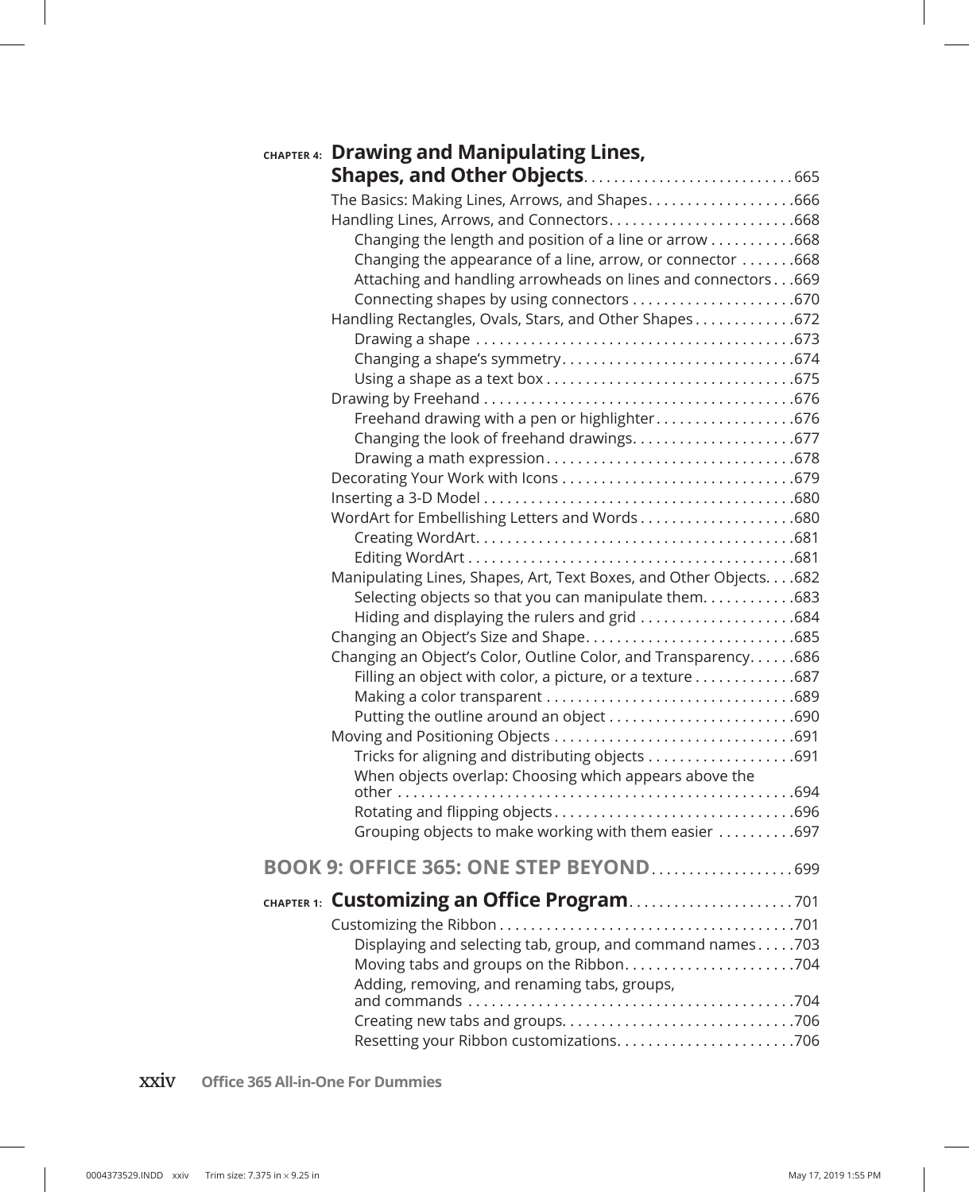### CHAPTER 4: Drawing and Manipulating Lines, Shapes, and Other Objects . . . 665

- The Basics: Making Lines, Arrows, and Shapes . . . 666
- Handling Lines, Arrows, and Connectors . . . 668
  - Changing the length and position of a line or arrow . . . 668
  - Changing the appearance of a line, arrow, or connector . . . 668
  - Attaching and handling arrowheads on lines and connectors . . . 669
  - Connecting shapes by using connectors . . . 670
- Handling Rectangles, Ovals, Stars, and Other Shapes . . . 672
  - Drawing a shape . . . 673
  - Changing a shape's symmetry . . . 674
  - Using a shape as a text box . . . 675
- Drawing by Freehand . . . 676
  - Freehand drawing with a pen or highlighter . . . 676
  - Changing the look of freehand drawings . . . 677
  - Drawing a math expression . . . 678
- Decorating Your Work with Icons . . . 679
- Inserting a 3-D Model . . . 680
- WordArt for Embellishing Letters and Words . . . 680
  - Creating WordArt . . . 681
  - Editing WordArt . . . 681
- Manipulating Lines, Shapes, Art, Text Boxes, and Other Objects . . . 682
  - Selecting objects so that you can manipulate them . . . 683
  - Hiding and displaying the rulers and grid . . . 684
- Changing an Object's Size and Shape . . . 685
- Changing an Object's Color, Outline Color, and Transparency . . . 686
  - Filling an object with color, a picture, or a texture . . . 687
  - Making a color transparent . . . 689
  - Putting the outline around an object . . . 690
- Moving and Positioning Objects . . . 691
  - Tricks for aligning and distributing objects . . . 691
  - When objects overlap: Choosing which appears above the other . . . 694
  - Rotating and flipping objects . . . 696
  - Grouping objects to make working with them easier . . . 697

## BOOK 9: OFFICE 365: ONE STEP BEYOND . . . 699

### CHAPTER 1: Customizing an Office Program . . . 701

- Customizing the Ribbon . . . 701
  - Displaying and selecting tab, group, and command names . . . 703
  - Moving tabs and groups on the Ribbon . . . 704
  - Adding, removing, and renaming tabs, groups, and commands . . . 704
  - Creating new tabs and groups . . . 706
  - Resetting your Ribbon customizations . . . 706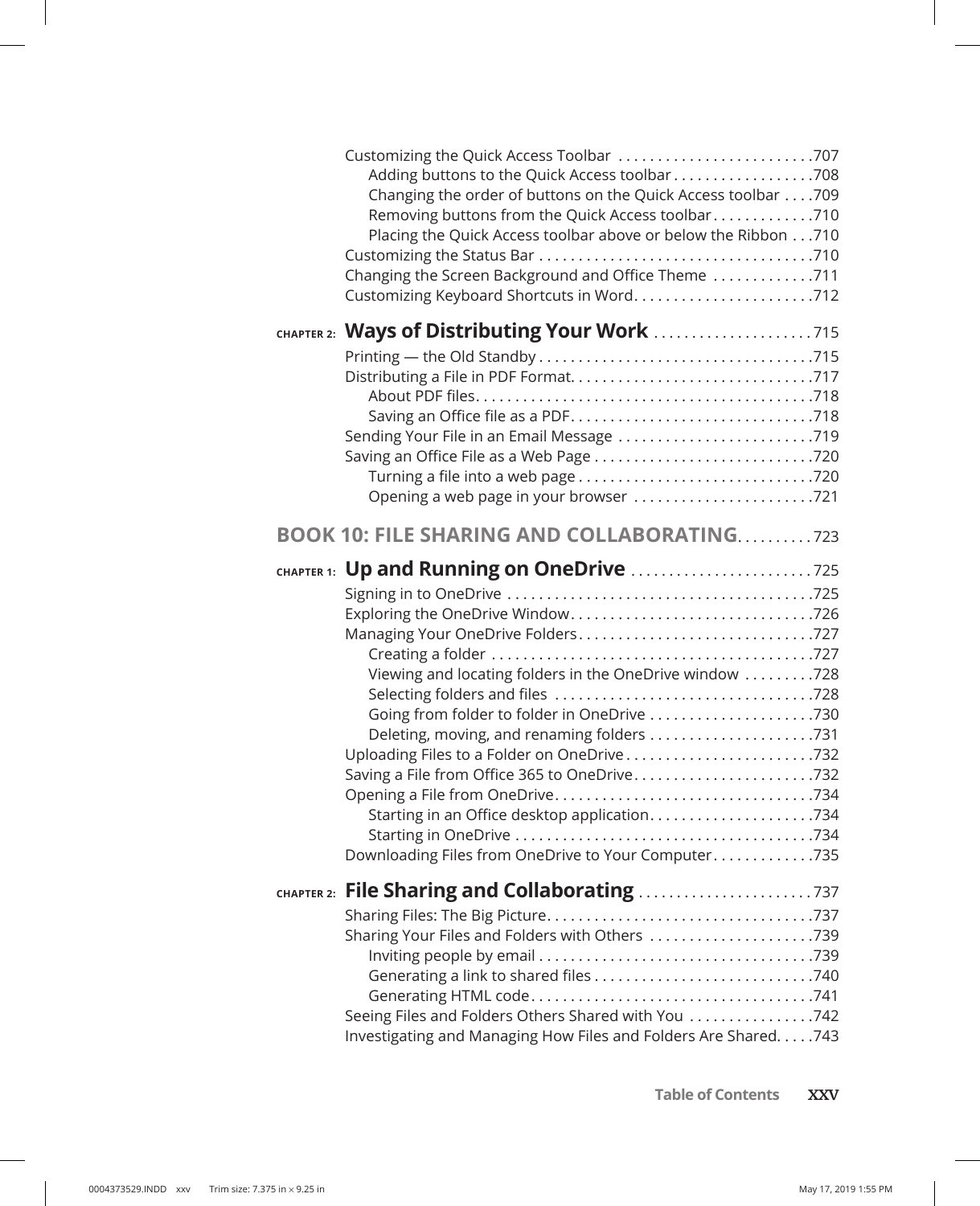Customizing the Quick Access Toolbar . . . . . . . . . . . . . . . . . . . . . . . . .707
- Adding buttons to the Quick Access toolbar . . . . . . . . . . . . . . . . . .708
- Changing the order of buttons on the Quick Access toolbar . . . .709
- Removing buttons from the Quick Access toolbar . . . . . . . . . . . . .710
- Placing the Quick Access toolbar above or below the Ribbon . . .710

Customizing the Status Bar . . . . . . . . . . . . . . . . . . . . . . . . . . . . . . . . . . .710
Changing the Screen Background and Office Theme . . . . . . . . . . . . .711
Customizing Keyboard Shortcuts in Word. . . . . . . . . . . . . . . . . . . . . . .712

## CHAPTER 2: Ways of Distributing Your Work . . . . . . . . . . . . . . . . . . . . .715

Printing — the Old Standby . . . . . . . . . . . . . . . . . . . . . . . . . . . . . . . . . . .715
Distributing a File in PDF Format. . . . . . . . . . . . . . . . . . . . . . . . . . . . . .717
- About PDF files. . . . . . . . . . . . . . . . . . . . . . . . . . . . . . . . . . . . . . . . . .718
- Saving an Office file as a PDF. . . . . . . . . . . . . . . . . . . . . . . . . . . . . .718

Sending Your File in an Email Message . . . . . . . . . . . . . . . . . . . . . . . . .719
Saving an Office File as a Web Page . . . . . . . . . . . . . . . . . . . . . . . . . . . .720
- Turning a file into a web page . . . . . . . . . . . . . . . . . . . . . . . . . . . . .720
- Opening a web page in your browser . . . . . . . . . . . . . . . . . . . . . . .721

# BOOK 10: FILE SHARING AND COLLABORATING. . . . . . . . . .723

## CHAPTER 1: Up and Running on OneDrive . . . . . . . . . . . . . . . . . . . . . . . .725

Signing in to OneDrive . . . . . . . . . . . . . . . . . . . . . . . . . . . . . . . . . . . . . .725
Exploring the OneDrive Window. . . . . . . . . . . . . . . . . . . . . . . . . . . . . . .726
Managing Your OneDrive Folders. . . . . . . . . . . . . . . . . . . . . . . . . . . . . .727
- Creating a folder . . . . . . . . . . . . . . . . . . . . . . . . . . . . . . . . . . . . . . . .727
- Viewing and locating folders in the OneDrive window . . . . . . . . .728
- Selecting folders and files . . . . . . . . . . . . . . . . . . . . . . . . . . . . . . . .728
- Going from folder to folder in OneDrive . . . . . . . . . . . . . . . . . . . . .730
- Deleting, moving, and renaming folders . . . . . . . . . . . . . . . . . . . . .731

Uploading Files to a Folder on OneDrive . . . . . . . . . . . . . . . . . . . . . . . .732
Saving a File from Office 365 to OneDrive. . . . . . . . . . . . . . . . . . . . . . .732
Opening a File from OneDrive. . . . . . . . . . . . . . . . . . . . . . . . . . . . . . . . .734
- Starting in an Office desktop application. . . . . . . . . . . . . . . . . . . . .734
- Starting in OneDrive . . . . . . . . . . . . . . . . . . . . . . . . . . . . . . . . . . . . .734

Downloading Files from OneDrive to Your Computer. . . . . . . . . . . . .735

## CHAPTER 2: File Sharing and Collaborating . . . . . . . . . . . . . . . . . . . . . .737

Sharing Files: The Big Picture. . . . . . . . . . . . . . . . . . . . . . . . . . . . . . . . .737
Sharing Your Files and Folders with Others . . . . . . . . . . . . . . . . . . . . .739
- Inviting people by email . . . . . . . . . . . . . . . . . . . . . . . . . . . . . . . . . .739
- Generating a link to shared files . . . . . . . . . . . . . . . . . . . . . . . . . . . .740
- Generating HTML code. . . . . . . . . . . . . . . . . . . . . . . . . . . . . . . . . . . .741

Seeing Files and Folders Others Shared with You . . . . . . . . . . . . . . . .742
Investigating and Managing How Files and Folders Are Shared. . . . .743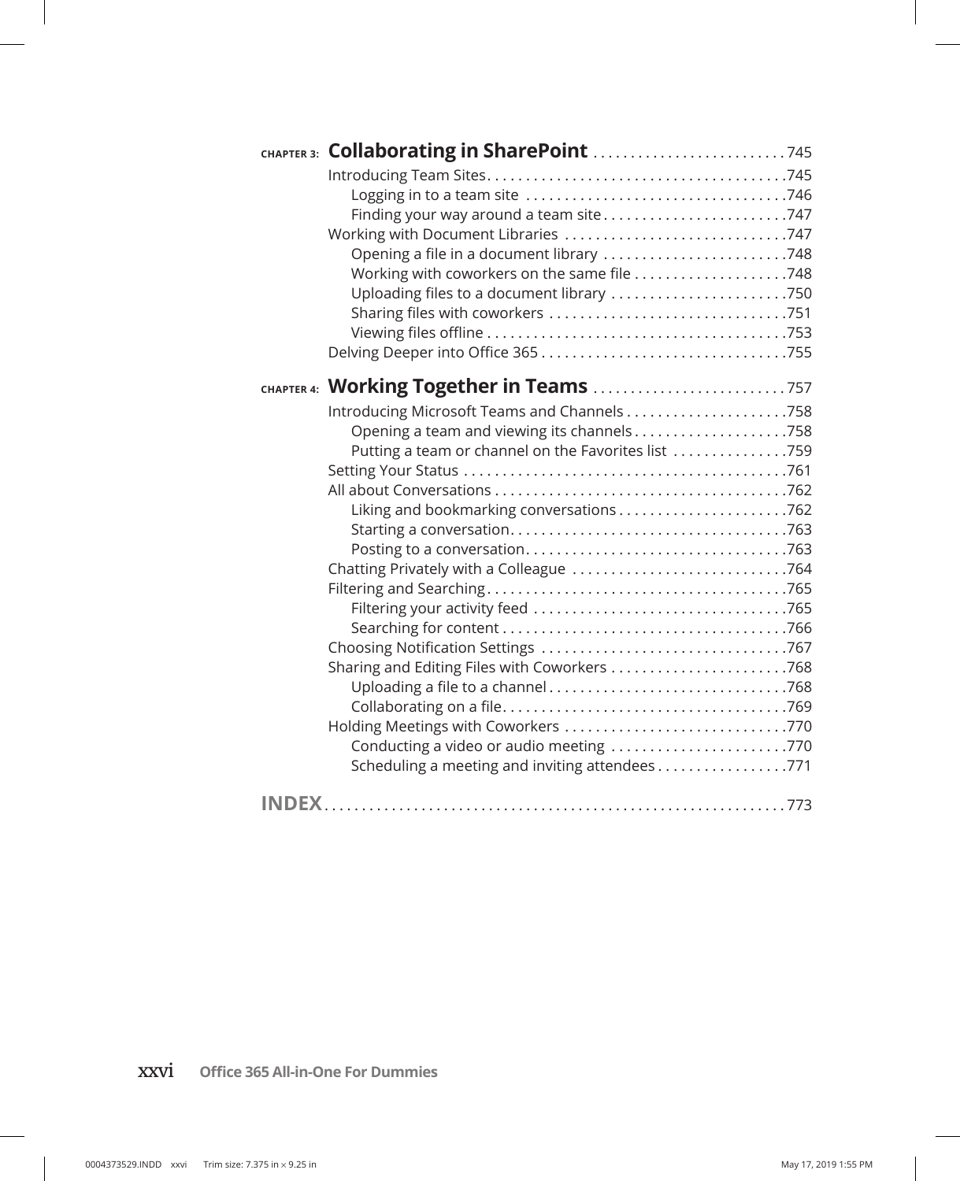## CHAPTER 3: Collaborating in SharePoint ......................... 745

- Introducing Team Sites ......................................745
  - Logging in to a team site .................................746
  - Finding your way around a team site ........................747
- Working with Document Libraries .............................747
  - Opening a file in a document library .......................748
  - Working with coworkers on the same file ....................748
  - Uploading files to a document library .......................750
  - Sharing files with coworkers ...............................751
  - Viewing files offline .......................................753
- Delving Deeper into Office 365 ................................755

## CHAPTER 4: Working Together in Teams ......................... 757

- Introducing Microsoft Teams and Channels .....................758
  - Opening a team and viewing its channels ....................758
  - Putting a team or channel on the Favorites list ...............759
- Setting Your Status ..........................................761
- All about Conversations ......................................762
  - Liking and bookmarking conversations .....................762
  - Starting a conversation.....................................763
  - Posting to a conversation...................................763
- Chatting Privately with a Colleague ...........................764
- Filtering and Searching.......................................765
  - Filtering your activity feed .................................765
  - Searching for content .....................................766
- Choosing Notification Settings ...............................767
- Sharing and Editing Files with Coworkers .......................768
  - Uploading a file to a channel ...............................768
  - Collaborating on a file.....................................769
- Holding Meetings with Coworkers .............................770
  - Conducting a video or audio meeting .......................770
  - Scheduling a meeting and inviting attendees .................771

## INDEX ............................................................ 773